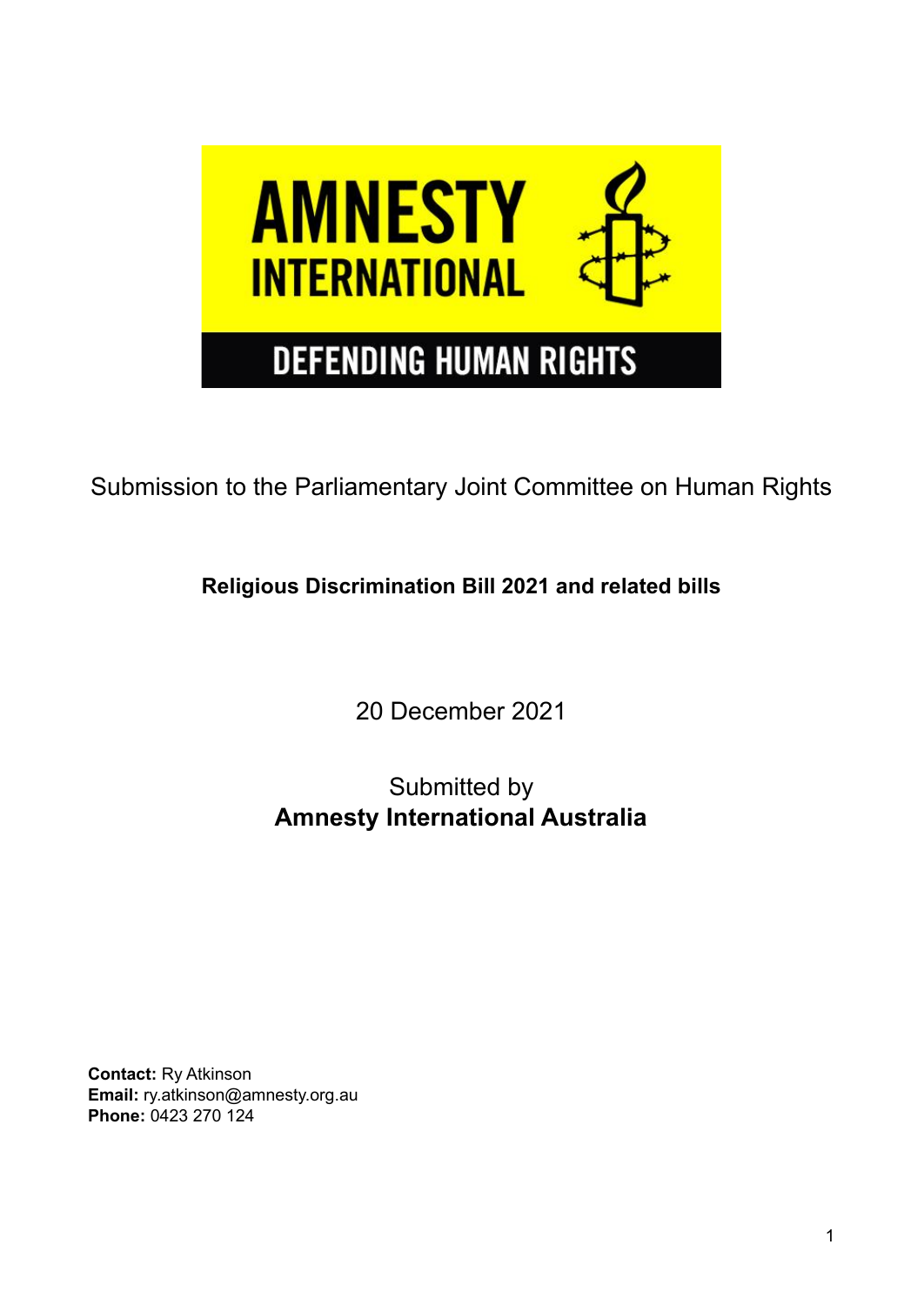Submission to the Parliamentary Joint Committee on Human Rights

**Religious Discrimination Bill 2021 and related bills**

20 December 2021

Submitted by
**Amnesty International Australia**

**Contact:** Ry Atkinson
**Email:** ry.atkinson@amnesty.org.au
**Phone:** 0423 270 124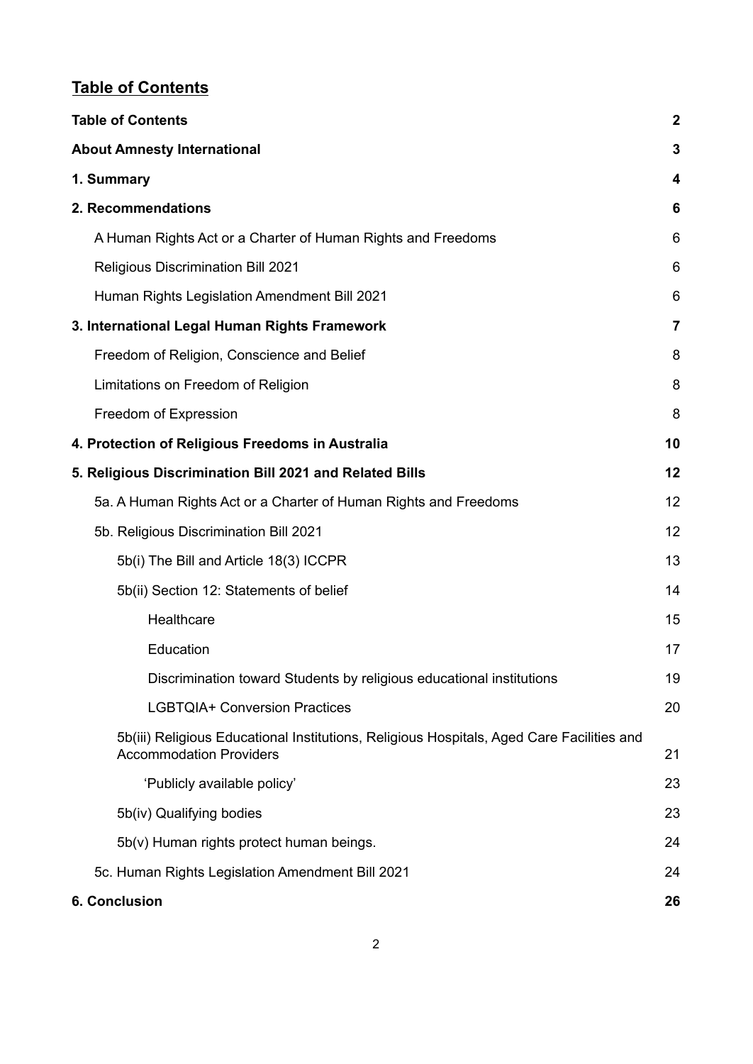## Table of Contents

| | |
|---|---|
| **Table of Contents** | **2** |
| **About Amnesty International** | **3** |
| **1. Summary** | **4** |
| **2. Recommendations** | **6** |
| A Human Rights Act or a Charter of Human Rights and Freedoms | 6 |
| Religious Discrimination Bill 2021 | 6 |
| Human Rights Legislation Amendment Bill 2021 | 6 |
| **3. International Legal Human Rights Framework** | **7** |
| Freedom of Religion, Conscience and Belief | 8 |
| Limitations on Freedom of Religion | 8 |
| Freedom of Expression | 8 |
| **4. Protection of Religious Freedoms in Australia** | **10** |
| **5. Religious Discrimination Bill 2021 and Related Bills** | **12** |
| 5a. A Human Rights Act or a Charter of Human Rights and Freedoms | 12 |
| 5b. Religious Discrimination Bill 2021 | 12 |
| 5b(i) The Bill and Article 18(3) ICCPR | 13 |
| 5b(ii) Section 12: Statements of belief | 14 |
| Healthcare | 15 |
| Education | 17 |
| Discrimination toward Students by religious educational institutions | 19 |
| LGBTQIA+ Conversion Practices | 20 |
| 5b(iii) Religious Educational Institutions, Religious Hospitals, Aged Care Facilities and Accommodation Providers | 21 |
| 'Publicly available policy' | 23 |
| 5b(iv) Qualifying bodies | 23 |
| 5b(v) Human rights protect human beings. | 24 |
| 5c. Human Rights Legislation Amendment Bill 2021 | 24 |
| **6. Conclusion** | **26** |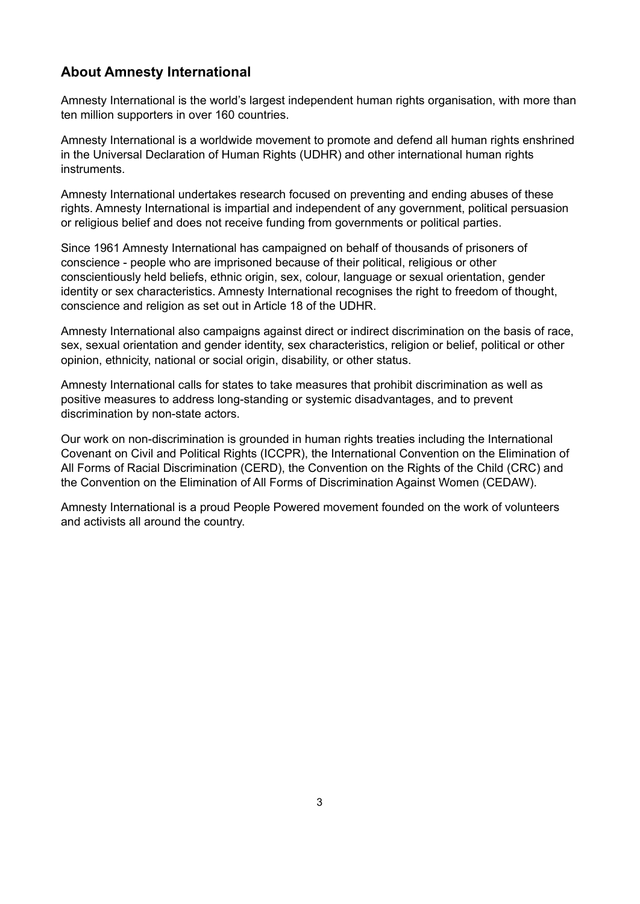## About Amnesty International

Amnesty International is the world's largest independent human rights organisation, with more than ten million supporters in over 160 countries.

Amnesty International is a worldwide movement to promote and defend all human rights enshrined in the Universal Declaration of Human Rights (UDHR) and other international human rights instruments.

Amnesty International undertakes research focused on preventing and ending abuses of these rights. Amnesty International is impartial and independent of any government, political persuasion or religious belief and does not receive funding from governments or political parties.

Since 1961 Amnesty International has campaigned on behalf of thousands of prisoners of conscience - people who are imprisoned because of their political, religious or other conscientiously held beliefs, ethnic origin, sex, colour, language or sexual orientation, gender identity or sex characteristics. Amnesty International recognises the right to freedom of thought, conscience and religion as set out in Article 18 of the UDHR.

Amnesty International also campaigns against direct or indirect discrimination on the basis of race, sex, sexual orientation and gender identity, sex characteristics, religion or belief, political or other opinion, ethnicity, national or social origin, disability, or other status.

Amnesty International calls for states to take measures that prohibit discrimination as well as positive measures to address long-standing or systemic disadvantages, and to prevent discrimination by non-state actors.

Our work on non-discrimination is grounded in human rights treaties including the International Covenant on Civil and Political Rights (ICCPR), the International Convention on the Elimination of All Forms of Racial Discrimination (CERD), the Convention on the Rights of the Child (CRC) and the Convention on the Elimination of All Forms of Discrimination Against Women (CEDAW).

Amnesty International is a proud People Powered movement founded on the work of volunteers and activists all around the country.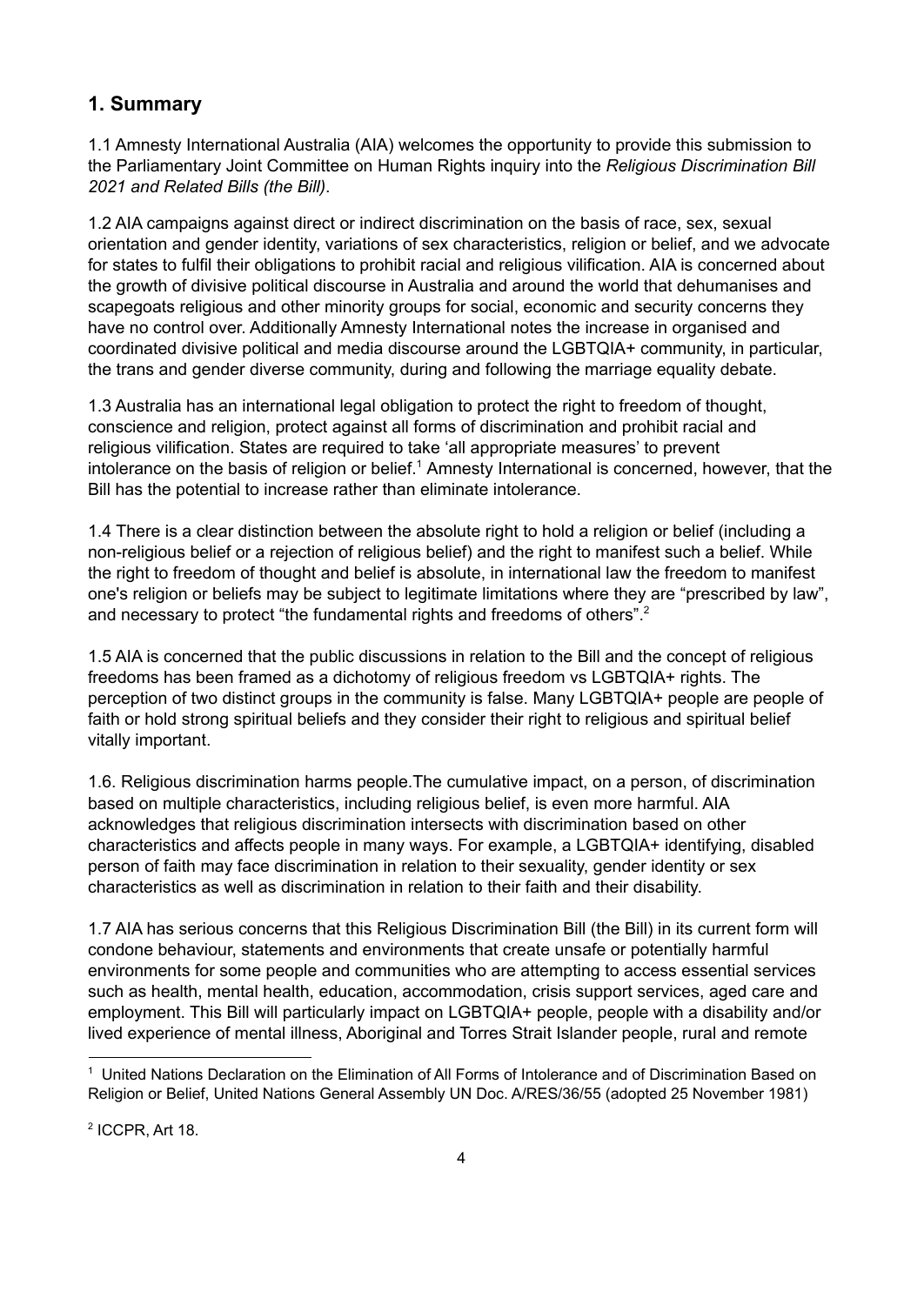## 1. Summary

1.1 Amnesty International Australia (AIA) welcomes the opportunity to provide this submission to the Parliamentary Joint Committee on Human Rights inquiry into the *Religious Discrimination Bill 2021 and Related Bills (the Bill)*.

1.2 AIA campaigns against direct or indirect discrimination on the basis of race, sex, sexual orientation and gender identity, variations of sex characteristics, religion or belief, and we advocate for states to fulfil their obligations to prohibit racial and religious vilification. AIA is concerned about the growth of divisive political discourse in Australia and around the world that dehumanises and scapegoats religious and other minority groups for social, economic and security concerns they have no control over. Additionally Amnesty International notes the increase in organised and coordinated divisive political and media discourse around the LGBTQIA+ community, in particular, the trans and gender diverse community, during and following the marriage equality debate.

1.3 Australia has an international legal obligation to protect the right to freedom of thought, conscience and religion, protect against all forms of discrimination and prohibit racial and religious vilification. States are required to take 'all appropriate measures' to prevent intolerance on the basis of religion or belief.[1] Amnesty International is concerned, however, that the Bill has the potential to increase rather than eliminate intolerance.

1.4 There is a clear distinction between the absolute right to hold a religion or belief (including a non-religious belief or a rejection of religious belief) and the right to manifest such a belief. While the right to freedom of thought and belief is absolute, in international law the freedom to manifest one's religion or beliefs may be subject to legitimate limitations where they are "prescribed by law", and necessary to protect "the fundamental rights and freedoms of others".[2]

1.5 AIA is concerned that the public discussions in relation to the Bill and the concept of religious freedoms has been framed as a dichotomy of religious freedom vs LGBTQIA+ rights. The perception of two distinct groups in the community is false. Many LGBTQIA+ people are people of faith or hold strong spiritual beliefs and they consider their right to religious and spiritual belief vitally important.

1.6. Religious discrimination harms people.The cumulative impact, on a person, of discrimination based on multiple characteristics, including religious belief, is even more harmful. AIA acknowledges that religious discrimination intersects with discrimination based on other characteristics and affects people in many ways. For example, a LGBTQIA+ identifying, disabled person of faith may face discrimination in relation to their sexuality, gender identity or sex characteristics as well as discrimination in relation to their faith and their disability.

1.7 AIA has serious concerns that this Religious Discrimination Bill (the Bill) in its current form will condone behaviour, statements and environments that create unsafe or potentially harmful environments for some people and communities who are attempting to access essential services such as health, mental health, education, accommodation, crisis support services, aged care and employment. This Bill will particularly impact on LGBTQIA+ people, people with a disability and/or lived experience of mental illness, Aboriginal and Torres Strait Islander people, rural and remote

---

[1] United Nations Declaration on the Elimination of All Forms of Intolerance and of Discrimination Based on Religion or Belief, United Nations General Assembly UN Doc. A/RES/36/55 (adopted 25 November 1981)

[2] ICCPR, Art 18.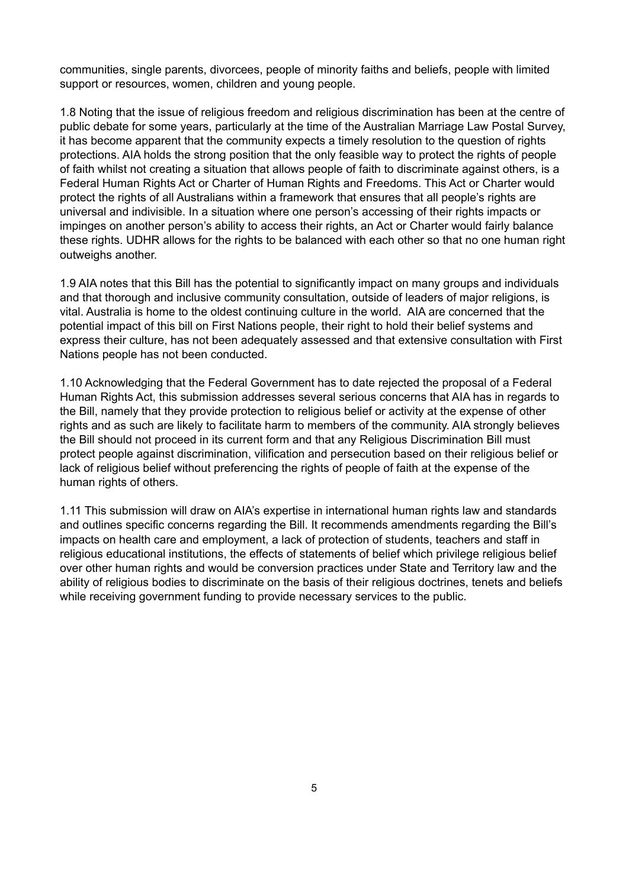communities, single parents, divorcees, people of minority faiths and beliefs, people with limited support or resources, women, children and young people.

1.8 Noting that the issue of religious freedom and religious discrimination has been at the centre of public debate for some years, particularly at the time of the Australian Marriage Law Postal Survey, it has become apparent that the community expects a timely resolution to the question of rights protections. AIA holds the strong position that the only feasible way to protect the rights of people of faith whilst not creating a situation that allows people of faith to discriminate against others, is a Federal Human Rights Act or Charter of Human Rights and Freedoms. This Act or Charter would protect the rights of all Australians within a framework that ensures that all people's rights are universal and indivisible. In a situation where one person's accessing of their rights impacts or impinges on another person's ability to access their rights, an Act or Charter would fairly balance these rights. UDHR allows for the rights to be balanced with each other so that no one human right outweighs another.

1.9 AIA notes that this Bill has the potential to significantly impact on many groups and individuals and that thorough and inclusive community consultation, outside of leaders of major religions, is vital. Australia is home to the oldest continuing culture in the world. AIA are concerned that the potential impact of this bill on First Nations people, their right to hold their belief systems and express their culture, has not been adequately assessed and that extensive consultation with First Nations people has not been conducted.

1.10 Acknowledging that the Federal Government has to date rejected the proposal of a Federal Human Rights Act, this submission addresses several serious concerns that AIA has in regards to the Bill, namely that they provide protection to religious belief or activity at the expense of other rights and as such are likely to facilitate harm to members of the community. AIA strongly believes the Bill should not proceed in its current form and that any Religious Discrimination Bill must protect people against discrimination, vilification and persecution based on their religious belief or lack of religious belief without preferencing the rights of people of faith at the expense of the human rights of others.

1.11 This submission will draw on AIA's expertise in international human rights law and standards and outlines specific concerns regarding the Bill. It recommends amendments regarding the Bill's impacts on health care and employment, a lack of protection of students, teachers and staff in religious educational institutions, the effects of statements of belief which privilege religious belief over other human rights and would be conversion practices under State and Territory law and the ability of religious bodies to discriminate on the basis of their religious doctrines, tenets and beliefs while receiving government funding to provide necessary services to the public.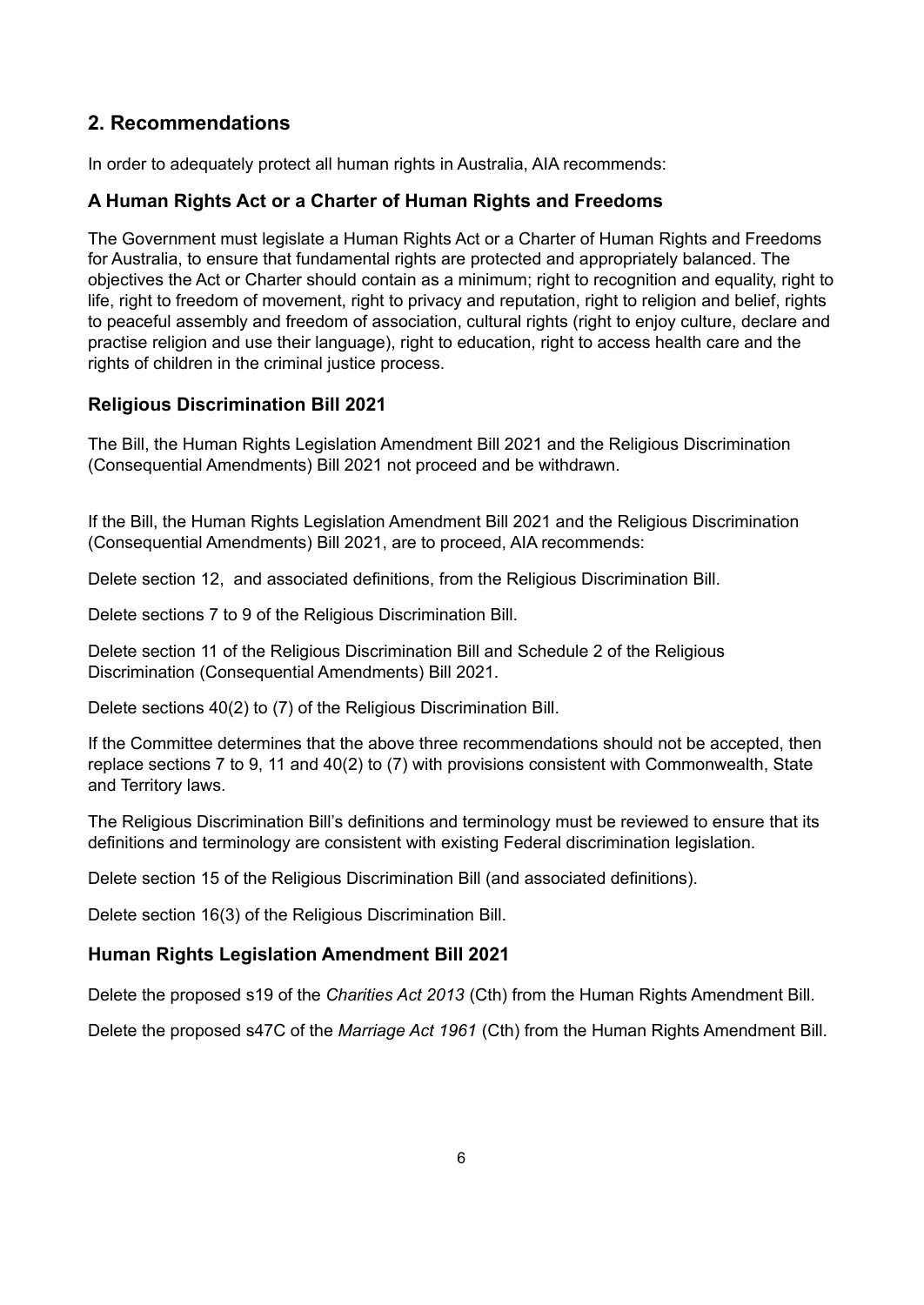## 2. Recommendations

In order to adequately protect all human rights in Australia, AIA recommends:

### A Human Rights Act or a Charter of Human Rights and Freedoms

The Government must legislate a Human Rights Act or a Charter of Human Rights and Freedoms for Australia, to ensure that fundamental rights are protected and appropriately balanced. The objectives the Act or Charter should contain as a minimum; right to recognition and equality, right to life, right to freedom of movement, right to privacy and reputation, right to religion and belief, rights to peaceful assembly and freedom of association, cultural rights (right to enjoy culture, declare and practise religion and use their language), right to education, right to access health care and the rights of children in the criminal justice process.

### Religious Discrimination Bill 2021

The Bill, the Human Rights Legislation Amendment Bill 2021 and the Religious Discrimination (Consequential Amendments) Bill 2021 not proceed and be withdrawn.

If the Bill, the Human Rights Legislation Amendment Bill 2021 and the Religious Discrimination (Consequential Amendments) Bill 2021, are to proceed, AIA recommends:

Delete section 12, and associated definitions, from the Religious Discrimination Bill.

Delete sections 7 to 9 of the Religious Discrimination Bill.

Delete section 11 of the Religious Discrimination Bill and Schedule 2 of the Religious Discrimination (Consequential Amendments) Bill 2021.

Delete sections 40(2) to (7) of the Religious Discrimination Bill.

If the Committee determines that the above three recommendations should not be accepted, then replace sections 7 to 9, 11 and 40(2) to (7) with provisions consistent with Commonwealth, State and Territory laws.

The Religious Discrimination Bill's definitions and terminology must be reviewed to ensure that its definitions and terminology are consistent with existing Federal discrimination legislation.

Delete section 15 of the Religious Discrimination Bill (and associated definitions).

Delete section 16(3) of the Religious Discrimination Bill.

### Human Rights Legislation Amendment Bill 2021

Delete the proposed s19 of the *Charities Act 2013* (Cth) from the Human Rights Amendment Bill.

Delete the proposed s47C of the *Marriage Act 1961* (Cth) from the Human Rights Amendment Bill.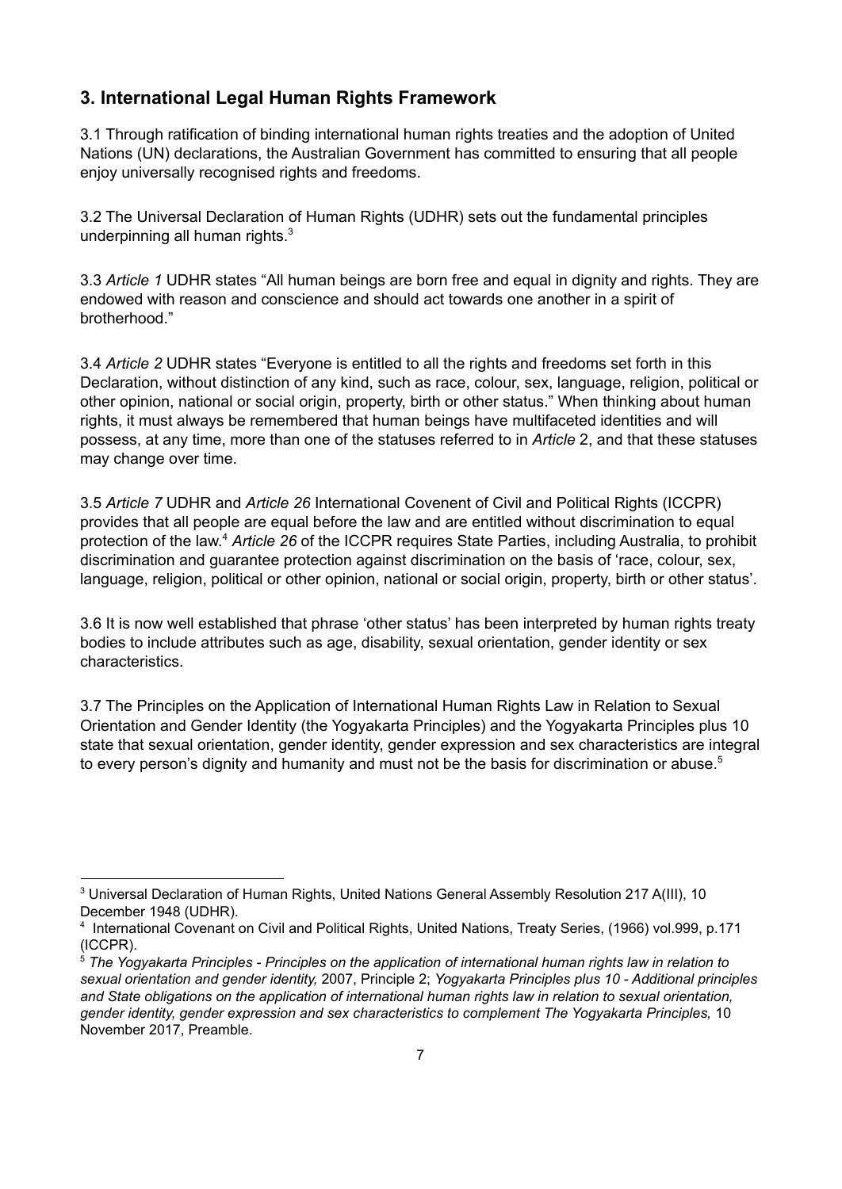## 3. International Legal Human Rights Framework

3.1 Through ratification of binding international human rights treaties and the adoption of United Nations (UN) declarations, the Australian Government has committed to ensuring that all people enjoy universally recognised rights and freedoms.

3.2 The Universal Declaration of Human Rights (UDHR) sets out the fundamental principles underpinning all human rights.[3]

3.3 *Article 1* UDHR states "All human beings are born free and equal in dignity and rights. They are endowed with reason and conscience and should act towards one another in a spirit of brotherhood."

3.4 *Article 2* UDHR states "Everyone is entitled to all the rights and freedoms set forth in this Declaration, without distinction of any kind, such as race, colour, sex, language, religion, political or other opinion, national or social origin, property, birth or other status." When thinking about human rights, it must always be remembered that human beings have multifaceted identities and will possess, at any time, more than one of the statuses referred to in *Article* 2, and that these statuses may change over time.

3.5 *Article 7* UDHR and *Article 26* International Covenent of Civil and Political Rights (ICCPR) provides that all people are equal before the law and are entitled without discrimination to equal protection of the law.[4] *Article 26* of the ICCPR requires State Parties, including Australia, to prohibit discrimination and guarantee protection against discrimination on the basis of 'race, colour, sex, language, religion, political or other opinion, national or social origin, property, birth or other status'.

3.6 It is now well established that phrase 'other status' has been interpreted by human rights treaty bodies to include attributes such as age, disability, sexual orientation, gender identity or sex characteristics.

3.7 The Principles on the Application of International Human Rights Law in Relation to Sexual Orientation and Gender Identity (the Yogyakarta Principles) and the Yogyakarta Principles plus 10 state that sexual orientation, gender identity, gender expression and sex characteristics are integral to every person's dignity and humanity and must not be the basis for discrimination or abuse.[5]

---

[3] Universal Declaration of Human Rights, United Nations General Assembly Resolution 217 A(III), 10 December 1948 (UDHR).

[4] International Covenant on Civil and Political Rights, United Nations, Treaty Series, (1966) vol.999, p.171 (ICCPR).

[5] *The Yogyakarta Principles - Principles on the application of international human rights law in relation to sexual orientation and gender identity,* 2007, Principle 2; *Yogyakarta Principles plus 10 - Additional principles and State obligations on the application of international human rights law in relation to sexual orientation, gender identity, gender expression and sex characteristics to complement The Yogyakarta Principles,* 10 November 2017, Preamble.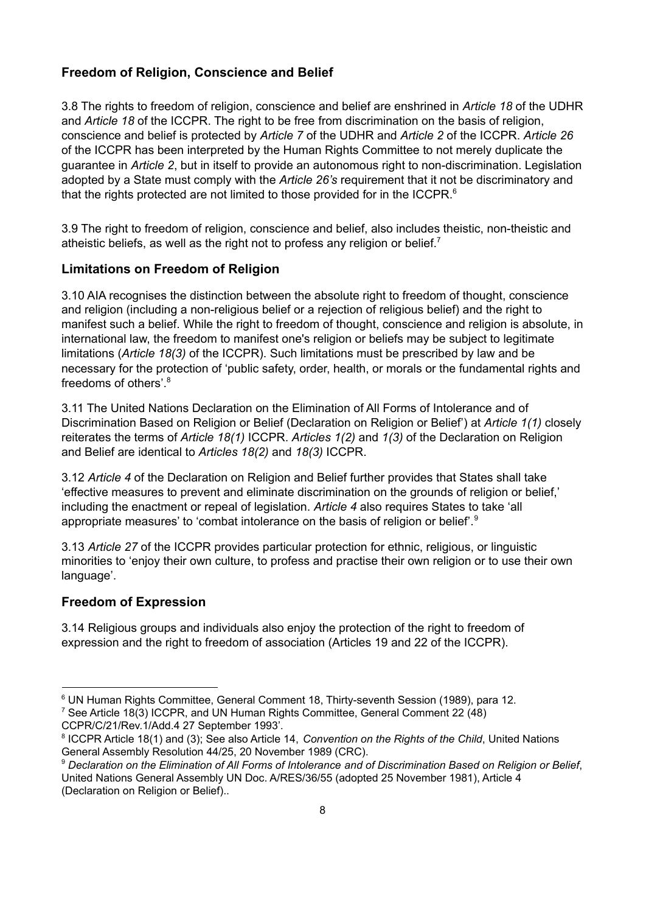## Freedom of Religion, Conscience and Belief

3.8 The rights to freedom of religion, conscience and belief are enshrined in *Article 18* of the UDHR and *Article 18* of the ICCPR. The right to be free from discrimination on the basis of religion, conscience and belief is protected by *Article 7* of the UDHR and *Article 2* of the ICCPR. *Article 26* of the ICCPR has been interpreted by the Human Rights Committee to not merely duplicate the guarantee in *Article 2*, but in itself to provide an autonomous right to non-discrimination. Legislation adopted by a State must comply with the *Article 26's* requirement that it not be discriminatory and that the rights protected are not limited to those provided for in the ICCPR.[6]

3.9 The right to freedom of religion, conscience and belief, also includes theistic, non-theistic and atheistic beliefs, as well as the right not to profess any religion or belief.[7]

## Limitations on Freedom of Religion

3.10 AIA recognises the distinction between the absolute right to freedom of thought, conscience and religion (including a non-religious belief or a rejection of religious belief) and the right to manifest such a belief. While the right to freedom of thought, conscience and religion is absolute, in international law, the freedom to manifest one's religion or beliefs may be subject to legitimate limitations (*Article 18(3)* of the ICCPR). Such limitations must be prescribed by law and be necessary for the protection of 'public safety, order, health, or morals or the fundamental rights and freedoms of others'.[8]

3.11 The United Nations Declaration on the Elimination of All Forms of Intolerance and of Discrimination Based on Religion or Belief (Declaration on Religion or Belief') at *Article 1(1)* closely reiterates the terms of *Article 18(1)* ICCPR. *Articles 1(2)* and *1(3)* of the Declaration on Religion and Belief are identical to *Articles 18(2)* and *18(3)* ICCPR.

3.12 *Article 4* of the Declaration on Religion and Belief further provides that States shall take 'effective measures to prevent and eliminate discrimination on the grounds of religion or belief,' including the enactment or repeal of legislation. *Article 4* also requires States to take 'all appropriate measures' to 'combat intolerance on the basis of religion or belief'.[9]

3.13 *Article 27* of the ICCPR provides particular protection for ethnic, religious, or linguistic minorities to 'enjoy their own culture, to profess and practise their own religion or to use their own language'.

## Freedom of Expression

3.14 Religious groups and individuals also enjoy the protection of the right to freedom of expression and the right to freedom of association (Articles 19 and 22 of the ICCPR).

---

[6] UN Human Rights Committee, General Comment 18, Thirty-seventh Session (1989), para 12.

[7] See Article 18(3) ICCPR, and UN Human Rights Committee, General Comment 22 (48) CCPR/C/21/Rev.1/Add.4 27 September 1993'.

[8] ICCPR Article 18(1) and (3); See also Article 14, *Convention on the Rights of the Child*, United Nations General Assembly Resolution 44/25, 20 November 1989 (CRC).

[9] *Declaration on the Elimination of All Forms of Intolerance and of Discrimination Based on Religion or Belief*, United Nations General Assembly UN Doc. A/RES/36/55 (adopted 25 November 1981), Article 4 (Declaration on Religion or Belief)..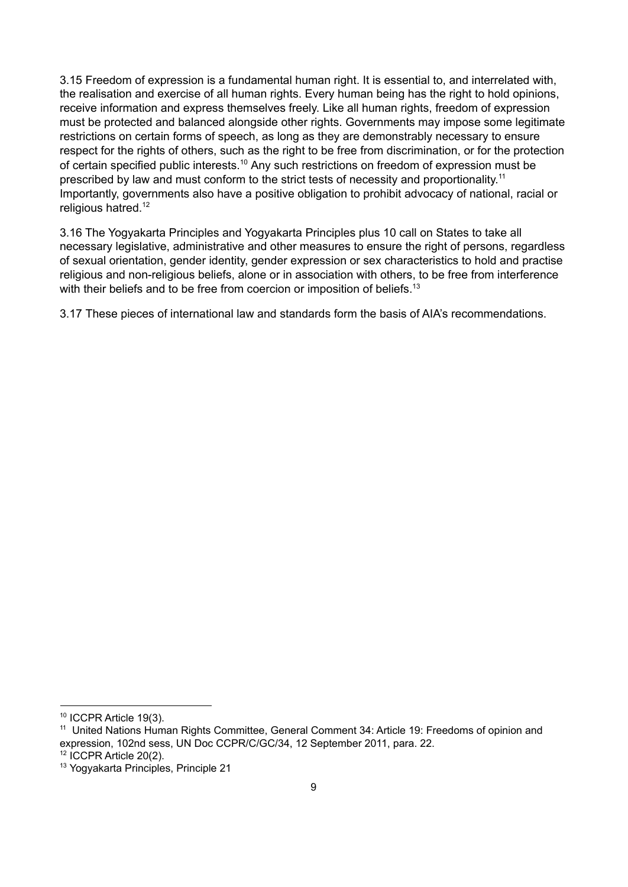3.15 Freedom of expression is a fundamental human right. It is essential to, and interrelated with, the realisation and exercise of all human rights. Every human being has the right to hold opinions, receive information and express themselves freely. Like all human rights, freedom of expression must be protected and balanced alongside other rights. Governments may impose some legitimate restrictions on certain forms of speech, as long as they are demonstrably necessary to ensure respect for the rights of others, such as the right to be free from discrimination, or for the protection of certain specified public interests.[10] Any such restrictions on freedom of expression must be prescribed by law and must conform to the strict tests of necessity and proportionality.[11] Importantly, governments also have a positive obligation to prohibit advocacy of national, racial or religious hatred.[12]

3.16 The Yogyakarta Principles and Yogyakarta Principles plus 10 call on States to take all necessary legislative, administrative and other measures to ensure the right of persons, regardless of sexual orientation, gender identity, gender expression or sex characteristics to hold and practise religious and non-religious beliefs, alone or in association with others, to be free from interference with their beliefs and to be free from coercion or imposition of beliefs.[13]

3.17 These pieces of international law and standards form the basis of AIA's recommendations.

---

[10] ICCPR Article 19(3).

[11] United Nations Human Rights Committee, General Comment 34: Article 19: Freedoms of opinion and expression, 102nd sess, UN Doc CCPR/C/GC/34, 12 September 2011, para. 22.

[12] ICCPR Article 20(2).

[13] Yogyakarta Principles, Principle 21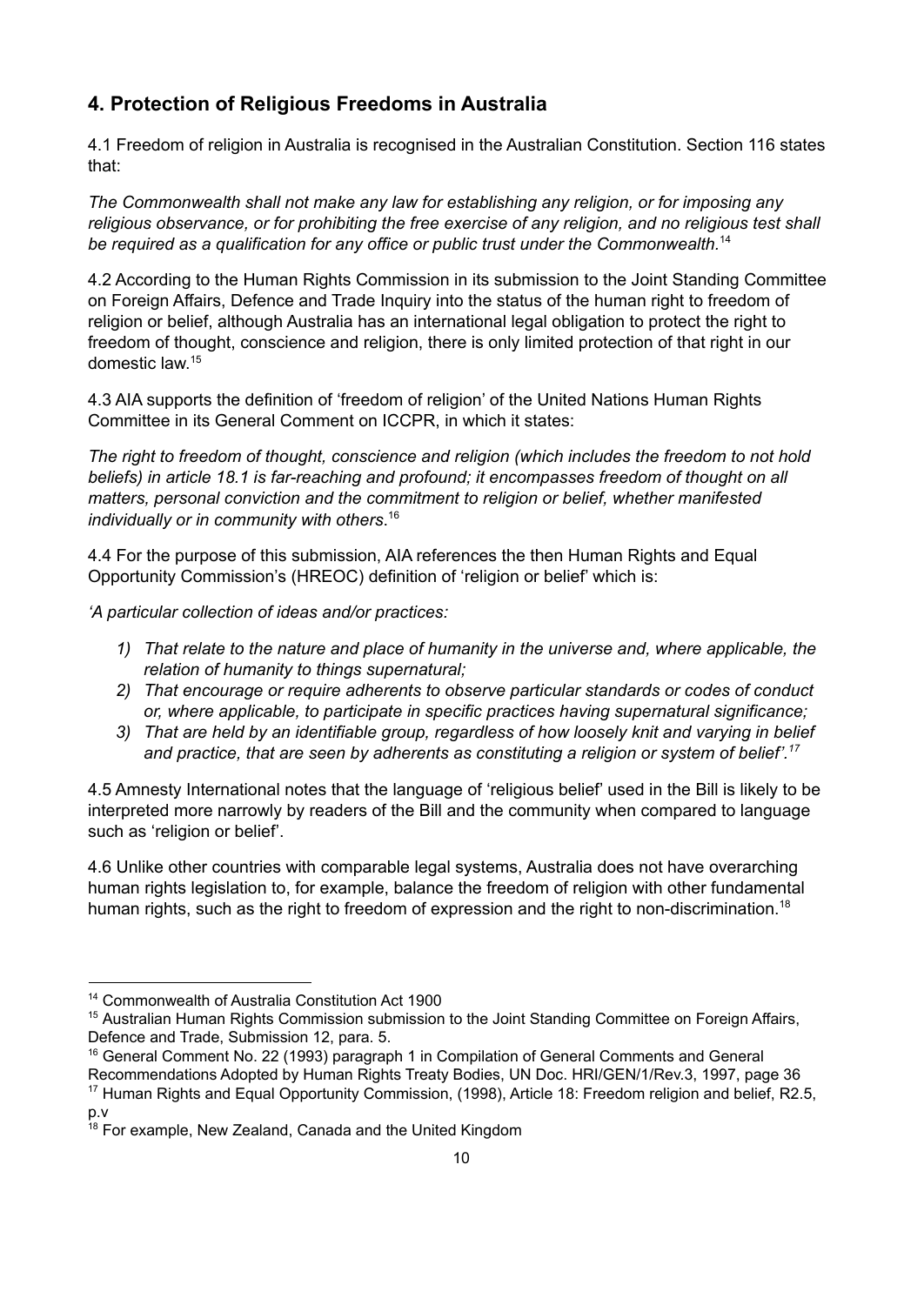## 4. Protection of Religious Freedoms in Australia

4.1 Freedom of religion in Australia is recognised in the Australian Constitution. Section 116 states that:

*The Commonwealth shall not make any law for establishing any religion, or for imposing any religious observance, or for prohibiting the free exercise of any religion, and no religious test shall be required as a qualification for any office or public trust under the Commonwealth.*[14]

4.2 According to the Human Rights Commission in its submission to the Joint Standing Committee on Foreign Affairs, Defence and Trade Inquiry into the status of the human right to freedom of religion or belief, although Australia has an international legal obligation to protect the right to freedom of thought, conscience and religion, there is only limited protection of that right in our domestic law.[15]

4.3 AIA supports the definition of 'freedom of religion' of the United Nations Human Rights Committee in its General Comment on ICCPR, in which it states:

*The right to freedom of thought, conscience and religion (which includes the freedom to not hold beliefs) in article 18.1 is far-reaching and profound; it encompasses freedom of thought on all matters, personal conviction and the commitment to religion or belief, whether manifested individually or in community with others*.[16]

4.4 For the purpose of this submission, AIA references the then Human Rights and Equal Opportunity Commission's (HREOC) definition of 'religion or belief' which is:

*'A particular collection of ideas and/or practices:*

1) *That relate to the nature and place of humanity in the universe and, where applicable, the relation of humanity to things supernatural;*
2) *That encourage or require adherents to observe particular standards or codes of conduct or, where applicable, to participate in specific practices having supernatural significance;*
3) *That are held by an identifiable group, regardless of how loosely knit and varying in belief and practice, that are seen by adherents as constituting a religion or system of belief'.*[17]

4.5 Amnesty International notes that the language of 'religious belief' used in the Bill is likely to be interpreted more narrowly by readers of the Bill and the community when compared to language such as 'religion or belief'.

4.6 Unlike other countries with comparable legal systems, Australia does not have overarching human rights legislation to, for example, balance the freedom of religion with other fundamental human rights, such as the right to freedom of expression and the right to non-discrimination.[18]

---

[14] Commonwealth of Australia Constitution Act 1900

[15] Australian Human Rights Commission submission to the Joint Standing Committee on Foreign Affairs, Defence and Trade, Submission 12, para. 5.

[16] General Comment No. 22 (1993) paragraph 1 in Compilation of General Comments and General Recommendations Adopted by Human Rights Treaty Bodies, UN Doc. HRI/GEN/1/Rev.3, 1997, page 36

[17] Human Rights and Equal Opportunity Commission, (1998), Article 18: Freedom religion and belief, R2.5, p.v

[18] For example, New Zealand, Canada and the United Kingdom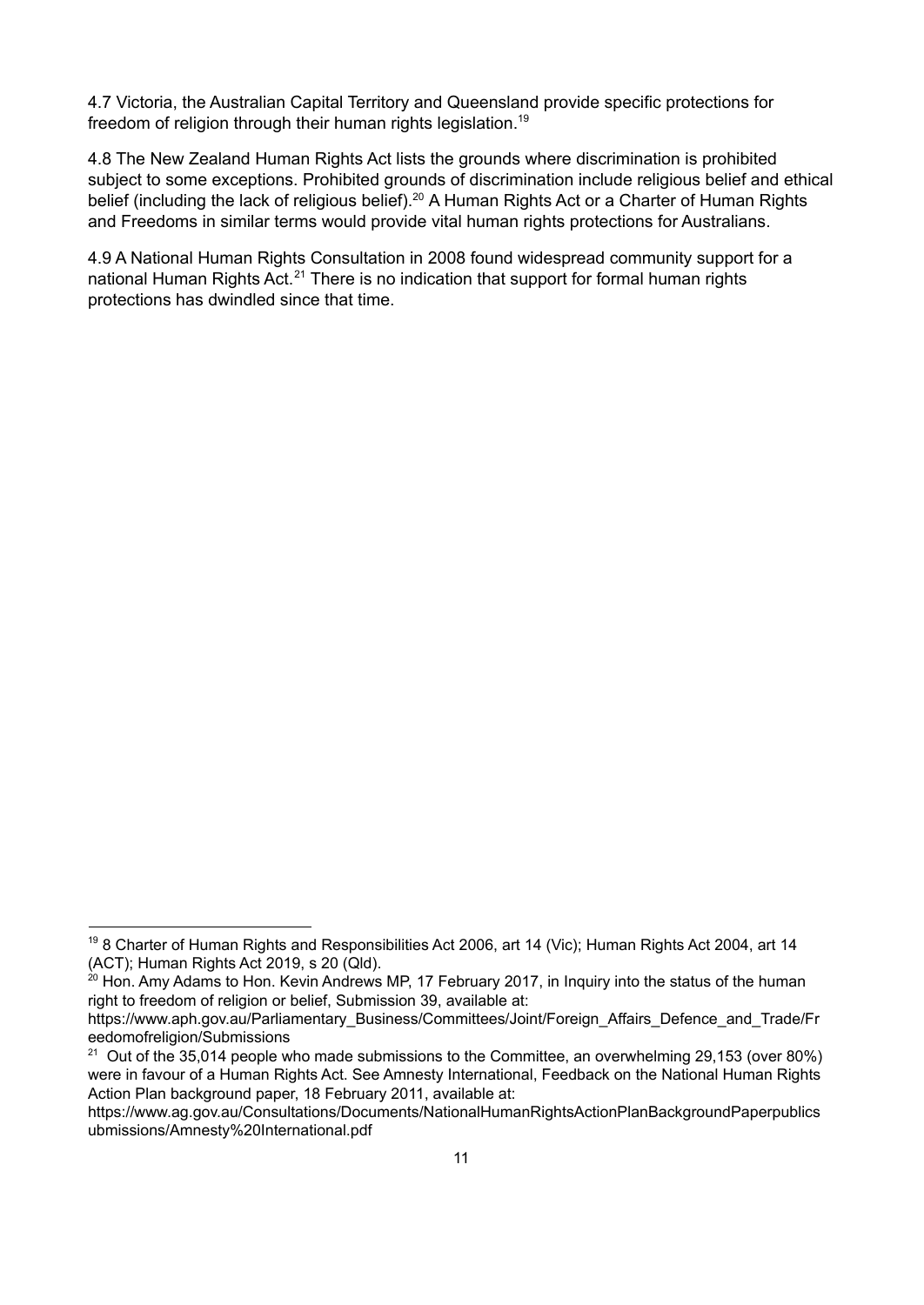4.7 Victoria, the Australian Capital Territory and Queensland provide specific protections for freedom of religion through their human rights legislation.[19]

4.8 The New Zealand Human Rights Act lists the grounds where discrimination is prohibited subject to some exceptions. Prohibited grounds of discrimination include religious belief and ethical belief (including the lack of religious belief).[20] A Human Rights Act or a Charter of Human Rights and Freedoms in similar terms would provide vital human rights protections for Australians.

4.9 A National Human Rights Consultation in 2008 found widespread community support for a national Human Rights Act.[21] There is no indication that support for formal human rights protections has dwindled since that time.

---

[19] 8 Charter of Human Rights and Responsibilities Act 2006, art 14 (Vic); Human Rights Act 2004, art 14 (ACT); Human Rights Act 2019, s 20 (Qld).

[20] Hon. Amy Adams to Hon. Kevin Andrews MP, 17 February 2017, in Inquiry into the status of the human right to freedom of religion or belief, Submission 39, available at: https://www.aph.gov.au/Parliamentary_Business/Committees/Joint/Foreign_Affairs_Defence_and_Trade/Freedomofreligion/Submissions

[21] Out of the 35,014 people who made submissions to the Committee, an overwhelming 29,153 (over 80%) were in favour of a Human Rights Act. See Amnesty International, Feedback on the National Human Rights Action Plan background paper, 18 February 2011, available at: https://www.ag.gov.au/Consultations/Documents/NationalHumanRightsActionPlanBackgroundPaperpublicsubmissions/Amnesty%20International.pdf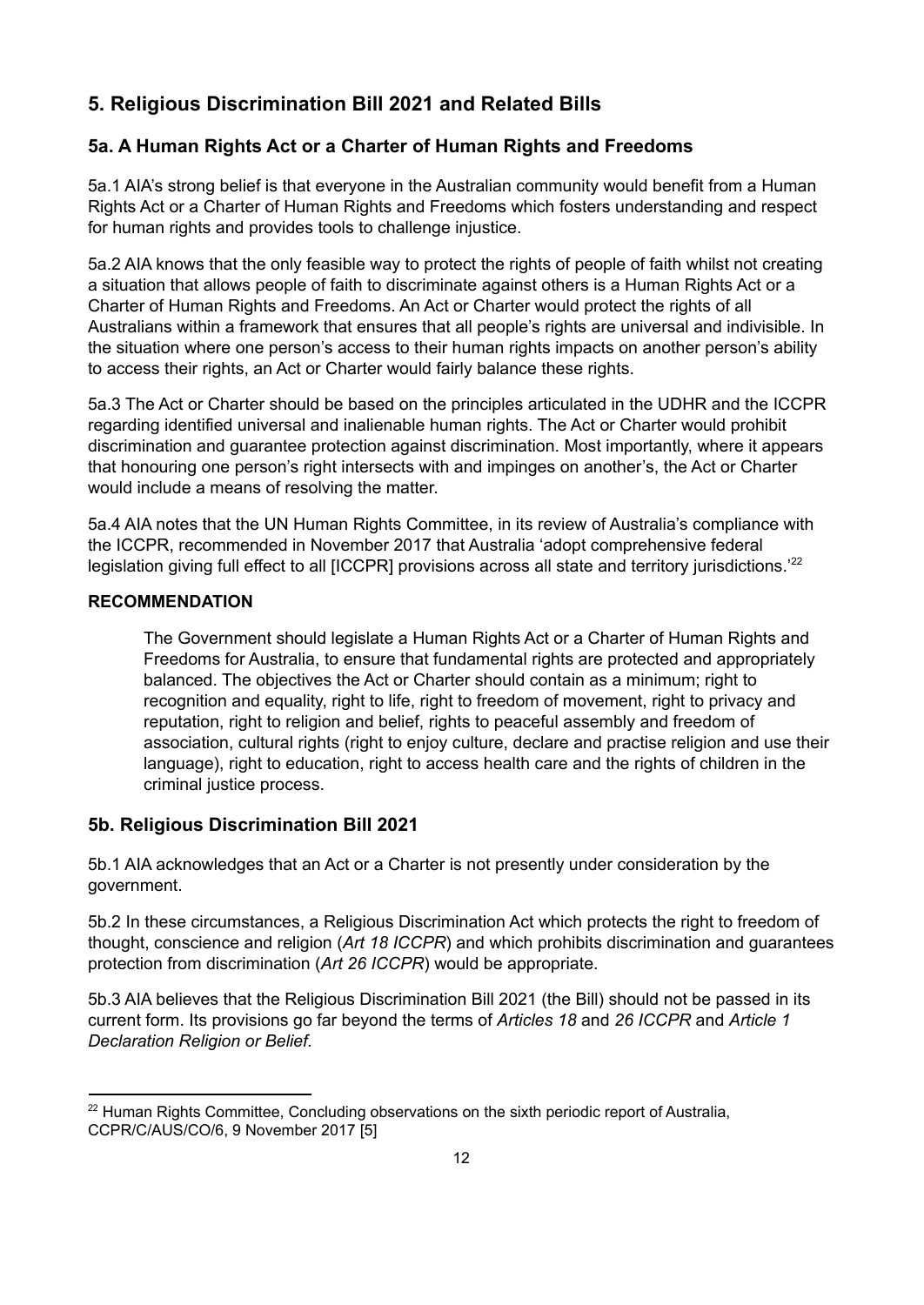## 5. Religious Discrimination Bill 2021 and Related Bills

### 5a. A Human Rights Act or a Charter of Human Rights and Freedoms

5a.1 AIA's strong belief is that everyone in the Australian community would benefit from a Human Rights Act or a Charter of Human Rights and Freedoms which fosters understanding and respect for human rights and provides tools to challenge injustice.

5a.2 AIA knows that the only feasible way to protect the rights of people of faith whilst not creating a situation that allows people of faith to discriminate against others is a Human Rights Act or a Charter of Human Rights and Freedoms. An Act or Charter would protect the rights of all Australians within a framework that ensures that all people's rights are universal and indivisible. In the situation where one person's access to their human rights impacts on another person's ability to access their rights, an Act or Charter would fairly balance these rights.

5a.3 The Act or Charter should be based on the principles articulated in the UDHR and the ICCPR regarding identified universal and inalienable human rights. The Act or Charter would prohibit discrimination and guarantee protection against discrimination. Most importantly, where it appears that honouring one person's right intersects with and impinges on another's, the Act or Charter would include a means of resolving the matter.

5a.4 AIA notes that the UN Human Rights Committee, in its review of Australia's compliance with the ICCPR, recommended in November 2017 that Australia 'adopt comprehensive federal legislation giving full effect to all [ICCPR] provisions across all state and territory jurisdictions.'[22]

**RECOMMENDATION**

> The Government should legislate a Human Rights Act or a Charter of Human Rights and Freedoms for Australia, to ensure that fundamental rights are protected and appropriately balanced. The objectives the Act or Charter should contain as a minimum; right to recognition and equality, right to life, right to freedom of movement, right to privacy and reputation, right to religion and belief, rights to peaceful assembly and freedom of association, cultural rights (right to enjoy culture, declare and practise religion and use their language), right to education, right to access health care and the rights of children in the criminal justice process.

### 5b. Religious Discrimination Bill 2021

5b.1 AIA acknowledges that an Act or a Charter is not presently under consideration by the government.

5b.2 In these circumstances, a Religious Discrimination Act which protects the right to freedom of thought, conscience and religion (*Art 18 ICCPR*) and which prohibits discrimination and guarantees protection from discrimination (*Art 26 ICCPR*) would be appropriate.

5b.3 AIA believes that the Religious Discrimination Bill 2021 (the Bill) should not be passed in its current form. Its provisions go far beyond the terms of *Articles 18* and *26 ICCPR* and *Article 1 Declaration Religion or Belief*.

---

[22] Human Rights Committee, Concluding observations on the sixth periodic report of Australia, CCPR/C/AUS/CO/6, 9 November 2017 [5]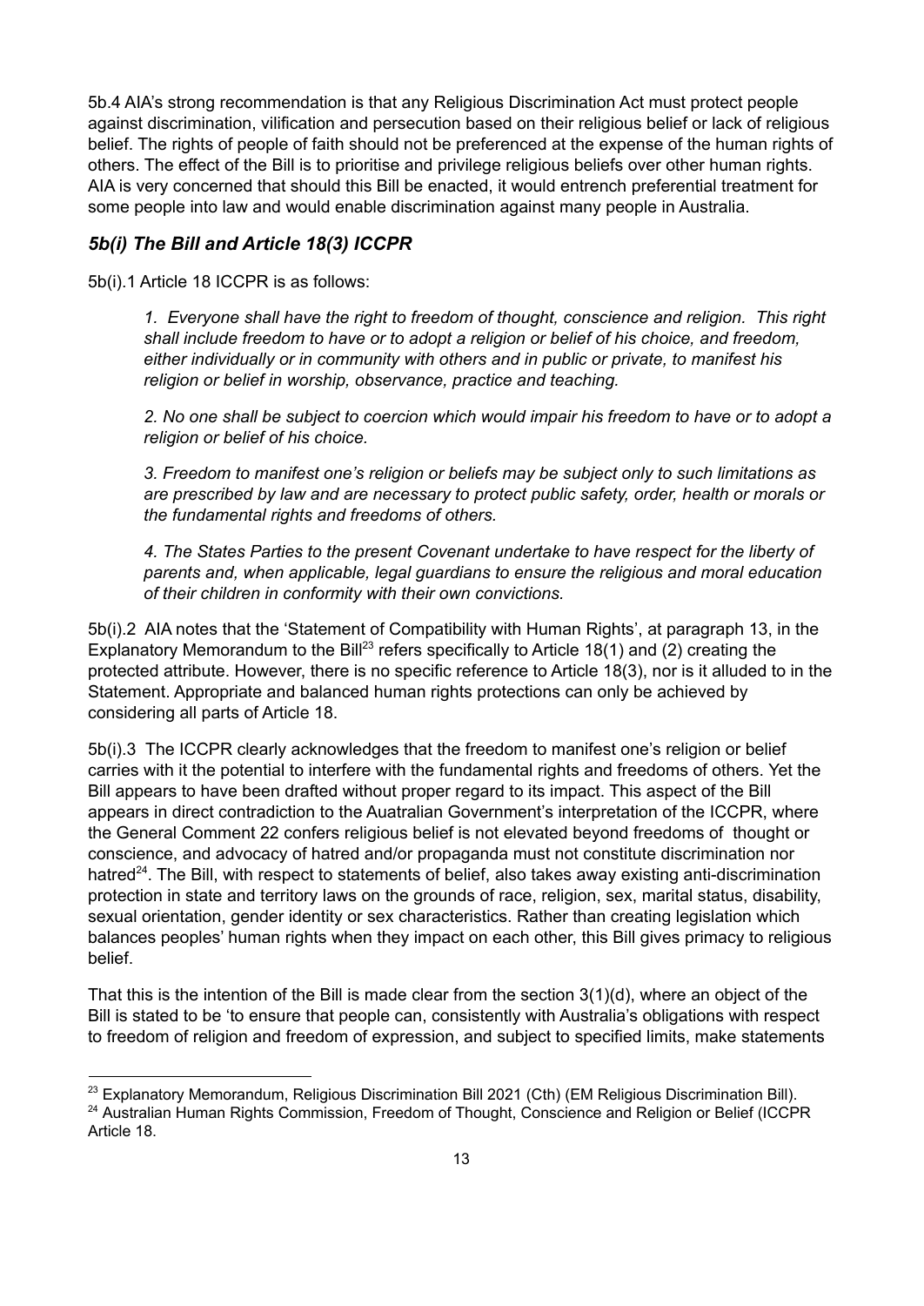5b.4 AIA's strong recommendation is that any Religious Discrimination Act must protect people against discrimination, vilification and persecution based on their religious belief or lack of religious belief. The rights of people of faith should not be preferenced at the expense of the human rights of others. The effect of the Bill is to prioritise and privilege religious beliefs over other human rights. AIA is very concerned that should this Bill be enacted, it would entrench preferential treatment for some people into law and would enable discrimination against many people in Australia.

### *5b(i) The Bill and Article 18(3) ICCPR*

5b(i).1 Article 18 ICCPR is as follows:

> *1. Everyone shall have the right to freedom of thought, conscience and religion. This right shall include freedom to have or to adopt a religion or belief of his choice, and freedom, either individually or in community with others and in public or private, to manifest his religion or belief in worship, observance, practice and teaching.*
>
> *2. No one shall be subject to coercion which would impair his freedom to have or to adopt a religion or belief of his choice.*
>
> *3. Freedom to manifest one's religion or beliefs may be subject only to such limitations as are prescribed by law and are necessary to protect public safety, order, health or morals or the fundamental rights and freedoms of others.*
>
> *4. The States Parties to the present Covenant undertake to have respect for the liberty of parents and, when applicable, legal guardians to ensure the religious and moral education of their children in conformity with their own convictions.*

5b(i).2 AIA notes that the 'Statement of Compatibility with Human Rights', at paragraph 13, in the Explanatory Memorandum to the Bill[23] refers specifically to Article 18(1) and (2) creating the protected attribute. However, there is no specific reference to Article 18(3), nor is it alluded to in the Statement. Appropriate and balanced human rights protections can only be achieved by considering all parts of Article 18.

5b(i).3 The ICCPR clearly acknowledges that the freedom to manifest one's religion or belief carries with it the potential to interfere with the fundamental rights and freedoms of others. Yet the Bill appears to have been drafted without proper regard to its impact. This aspect of the Bill appears in direct contradiction to the Auatralian Government's interpretation of the ICCPR, where the General Comment 22 confers religious belief is not elevated beyond freedoms of thought or conscience, and advocacy of hatred and/or propaganda must not constitute discrimination nor hatred[24]. The Bill, with respect to statements of belief, also takes away existing anti-discrimination protection in state and territory laws on the grounds of race, religion, sex, marital status, disability, sexual orientation, gender identity or sex characteristics. Rather than creating legislation which balances peoples' human rights when they impact on each other, this Bill gives primacy to religious belief.

That this is the intention of the Bill is made clear from the section 3(1)(d), where an object of the Bill is stated to be 'to ensure that people can, consistently with Australia's obligations with respect to freedom of religion and freedom of expression, and subject to specified limits, make statements

---

[23] Explanatory Memorandum, Religious Discrimination Bill 2021 (Cth) (EM Religious Discrimination Bill).

[24] Australian Human Rights Commission, Freedom of Thought, Conscience and Religion or Belief (ICCPR Article 18.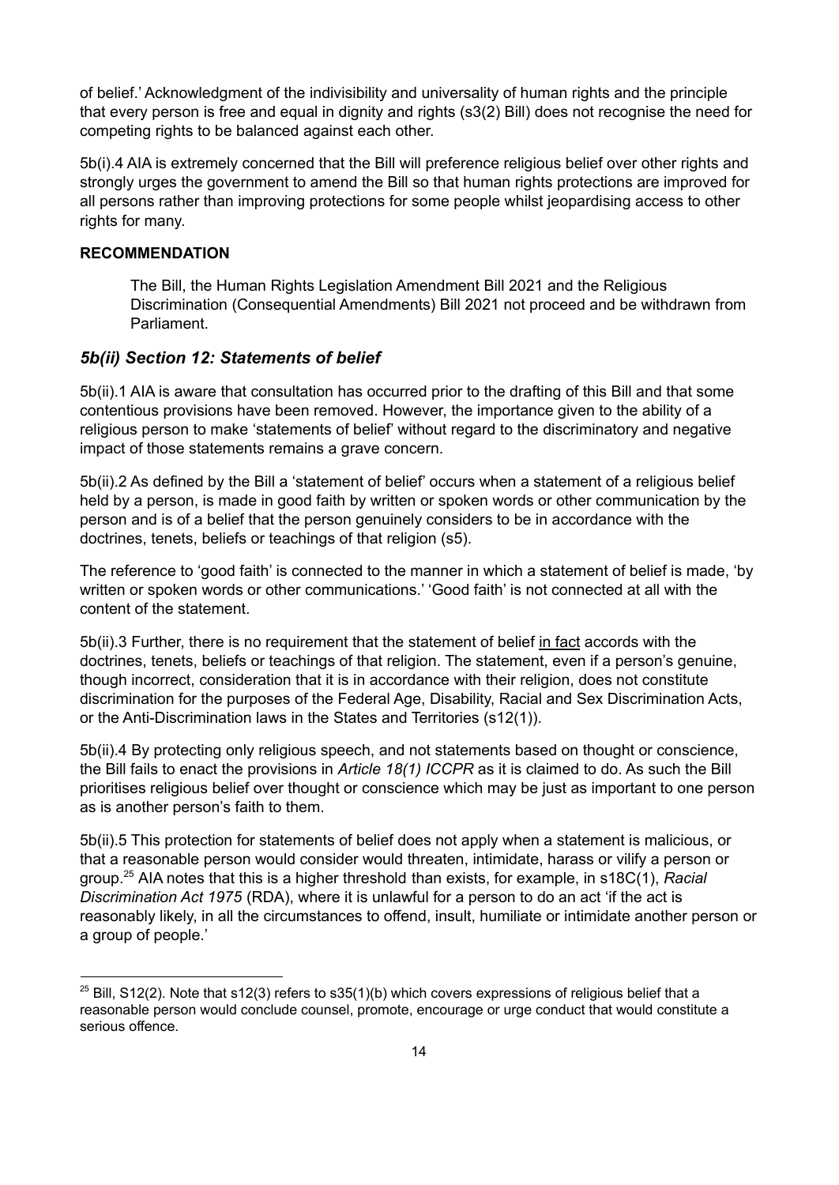of belief.' Acknowledgment of the indivisibility and universality of human rights and the principle that every person is free and equal in dignity and rights (s3(2) Bill) does not recognise the need for competing rights to be balanced against each other.

5b(i).4 AIA is extremely concerned that the Bill will preference religious belief over other rights and strongly urges the government to amend the Bill so that human rights protections are improved for all persons rather than improving protections for some people whilst jeopardising access to other rights for many.

**RECOMMENDATION**

> The Bill, the Human Rights Legislation Amendment Bill 2021 and the Religious Discrimination (Consequential Amendments) Bill 2021 not proceed and be withdrawn from Parliament.

### *5b(ii) Section 12: Statements of belief*

5b(ii).1 AIA is aware that consultation has occurred prior to the drafting of this Bill and that some contentious provisions have been removed. However, the importance given to the ability of a religious person to make 'statements of belief' without regard to the discriminatory and negative impact of those statements remains a grave concern.

5b(ii).2 As defined by the Bill a 'statement of belief' occurs when a statement of a religious belief held by a person, is made in good faith by written or spoken words or other communication by the person and is of a belief that the person genuinely considers to be in accordance with the doctrines, tenets, beliefs or teachings of that religion (s5).

The reference to 'good faith' is connected to the manner in which a statement of belief is made, 'by written or spoken words or other communications.' 'Good faith' is not connected at all with the content of the statement.

5b(ii).3 Further, there is no requirement that the statement of belief <u>in fact</u> accords with the doctrines, tenets, beliefs or teachings of that religion. The statement, even if a person's genuine, though incorrect, consideration that it is in accordance with their religion, does not constitute discrimination for the purposes of the Federal Age, Disability, Racial and Sex Discrimination Acts, or the Anti-Discrimination laws in the States and Territories (s12(1)).

5b(ii).4 By protecting only religious speech, and not statements based on thought or conscience, the Bill fails to enact the provisions in *Article 18(1) ICCPR* as it is claimed to do. As such the Bill prioritises religious belief over thought or conscience which may be just as important to one person as is another person's faith to them.

5b(ii).5 This protection for statements of belief does not apply when a statement is malicious, or that a reasonable person would consider would threaten, intimidate, harass or vilify a person or group.[25] AIA notes that this is a higher threshold than exists, for example, in s18C(1), *Racial Discrimination Act 1975* (RDA), where it is unlawful for a person to do an act 'if the act is reasonably likely, in all the circumstances to offend, insult, humiliate or intimidate another person or a group of people.'

---

[25] Bill, S12(2). Note that s12(3) refers to s35(1)(b) which covers expressions of religious belief that a reasonable person would conclude counsel, promote, encourage or urge conduct that would constitute a serious offence.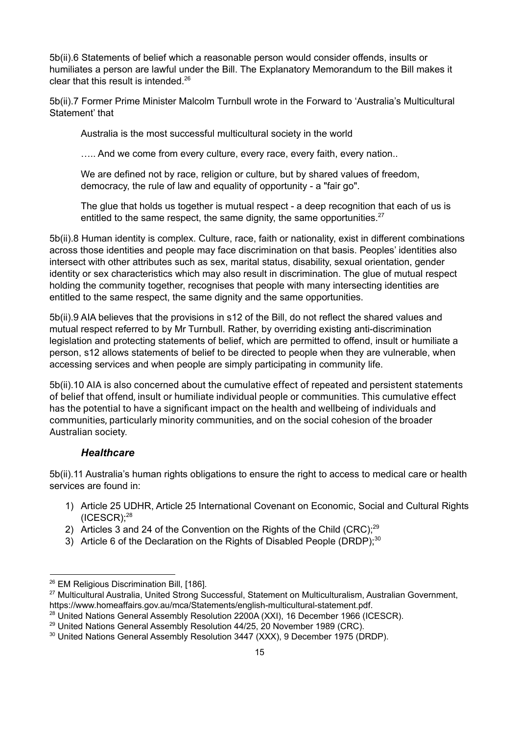5b(ii).6 Statements of belief which a reasonable person would consider offends, insults or humiliates a person are lawful under the Bill. The Explanatory Memorandum to the Bill makes it clear that this result is intended.[26]

5b(ii).7 Former Prime Minister Malcolm Turnbull wrote in the Forward to 'Australia's Multicultural Statement' that

> Australia is the most successful multicultural society in the world
>
> ….. And we come from every culture, every race, every faith, every nation..
>
> We are defined not by race, religion or culture, but by shared values of freedom, democracy, the rule of law and equality of opportunity - a "fair go".
>
> The glue that holds us together is mutual respect - a deep recognition that each of us is entitled to the same respect, the same dignity, the same opportunities.[27]

5b(ii).8 Human identity is complex. Culture, race, faith or nationality, exist in different combinations across those identities and people may face discrimination on that basis. Peoples' identities also intersect with other attributes such as sex, marital status, disability, sexual orientation, gender identity or sex characteristics which may also result in discrimination. The glue of mutual respect holding the community together, recognises that people with many intersecting identities are entitled to the same respect, the same dignity and the same opportunities.

5b(ii).9 AIA believes that the provisions in s12 of the Bill, do not reflect the shared values and mutual respect referred to by Mr Turnbull. Rather, by overriding existing anti-discrimination legislation and protecting statements of belief, which are permitted to offend, insult or humiliate a person, s12 allows statements of belief to be directed to people when they are vulnerable, when accessing services and when people are simply participating in community life.

5b(ii).10 AIA is also concerned about the cumulative effect of repeated and persistent statements of belief that offend, insult or humiliate individual people or communities. This cumulative effect has the potential to have a significant impact on the health and wellbeing of individuals and communities, particularly minority communities, and on the social cohesion of the broader Australian society.

### *Healthcare*

5b(ii).11 Australia's human rights obligations to ensure the right to access to medical care or health services are found in:

1) Article 25 UDHR, Article 25 International Covenant on Economic, Social and Cultural Rights (ICESCR);[28]
2) Articles 3 and 24 of the Convention on the Rights of the Child (CRC);[29]
3) Article 6 of the Declaration on the Rights of Disabled People (DRDP);[30]

---

[26] EM Religious Discrimination Bill, [186].

[27] Multicultural Australia, United Strong Successful, Statement on Multiculturalism, Australian Government, https://www.homeaffairs.gov.au/mca/Statements/english-multicultural-statement.pdf.

[28] United Nations General Assembly Resolution 2200A (XXI), 16 December 1966 (ICESCR).

[29] United Nations General Assembly Resolution 44/25, 20 November 1989 (CRC).

[30] United Nations General Assembly Resolution 3447 (XXX), 9 December 1975 (DRDP).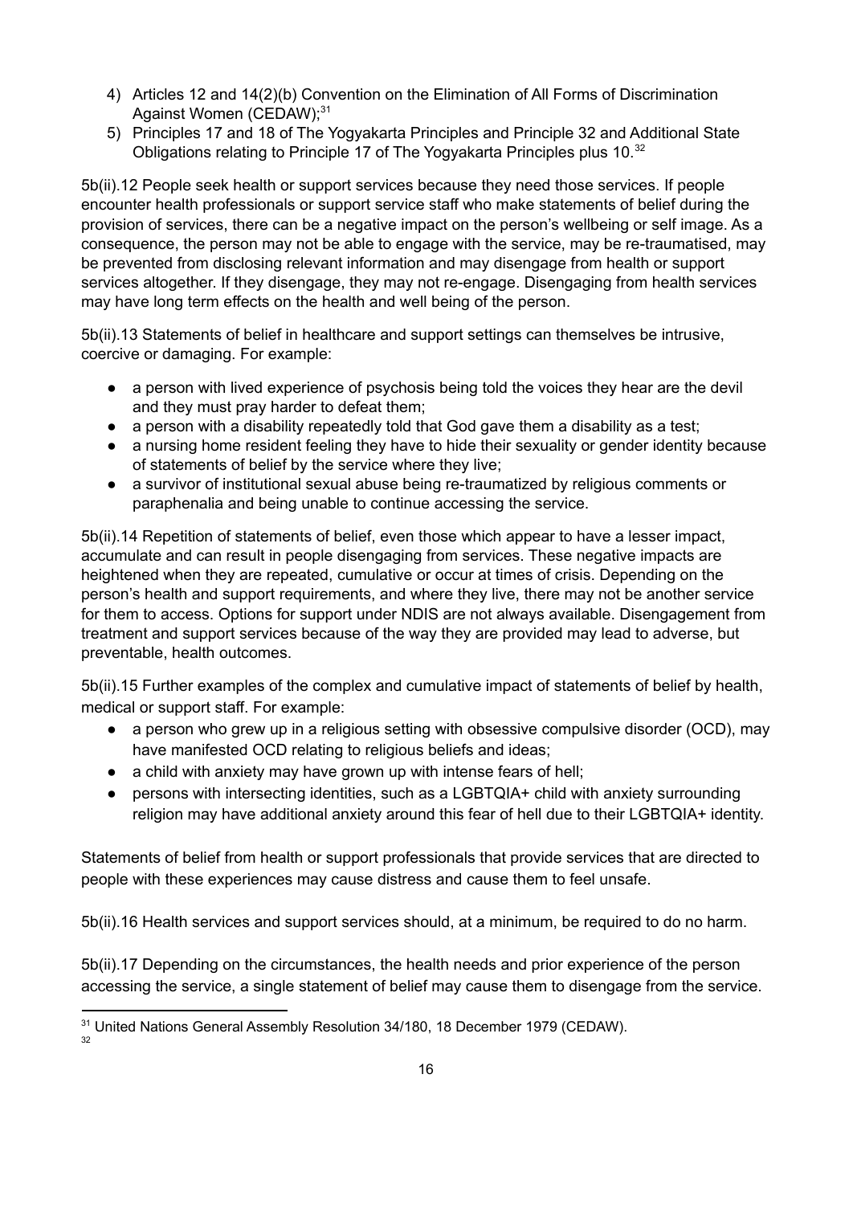4) Articles 12 and 14(2)(b) Convention on the Elimination of All Forms of Discrimination Against Women (CEDAW);[31]
5) Principles 17 and 18 of The Yogyakarta Principles and Principle 32 and Additional State Obligations relating to Principle 17 of The Yogyakarta Principles plus 10.[32]

5b(ii).12 People seek health or support services because they need those services. If people encounter health professionals or support service staff who make statements of belief during the provision of services, there can be a negative impact on the person's wellbeing or self image. As a consequence, the person may not be able to engage with the service, may be re-traumatised, may be prevented from disclosing relevant information and may disengage from health or support services altogether. If they disengage, they may not re-engage. Disengaging from health services may have long term effects on the health and well being of the person.

5b(ii).13 Statements of belief in healthcare and support settings can themselves be intrusive, coercive or damaging. For example:

- a person with lived experience of psychosis being told the voices they hear are the devil and they must pray harder to defeat them;
- a person with a disability repeatedly told that God gave them a disability as a test;
- a nursing home resident feeling they have to hide their sexuality or gender identity because of statements of belief by the service where they live;
- a survivor of institutional sexual abuse being re-traumatized by religious comments or paraphenalia and being unable to continue accessing the service.

5b(ii).14 Repetition of statements of belief, even those which appear to have a lesser impact, accumulate and can result in people disengaging from services. These negative impacts are heightened when they are repeated, cumulative or occur at times of crisis. Depending on the person's health and support requirements, and where they live, there may not be another service for them to access. Options for support under NDIS are not always available. Disengagement from treatment and support services because of the way they are provided may lead to adverse, but preventable, health outcomes.

5b(ii).15 Further examples of the complex and cumulative impact of statements of belief by health, medical or support staff. For example:

- a person who grew up in a religious setting with obsessive compulsive disorder (OCD), may have manifested OCD relating to religious beliefs and ideas;
- a child with anxiety may have grown up with intense fears of hell;
- persons with intersecting identities, such as a LGBTQIA+ child with anxiety surrounding religion may have additional anxiety around this fear of hell due to their LGBTQIA+ identity.

Statements of belief from health or support professionals that provide services that are directed to people with these experiences may cause distress and cause them to feel unsafe.

5b(ii).16 Health services and support services should, at a minimum, be required to do no harm.

5b(ii).17 Depending on the circumstances, the health needs and prior experience of the person accessing the service, a single statement of belief may cause them to disengage from the service.

[31] United Nations General Assembly Resolution 34/180, 18 December 1979 (CEDAW).

[32]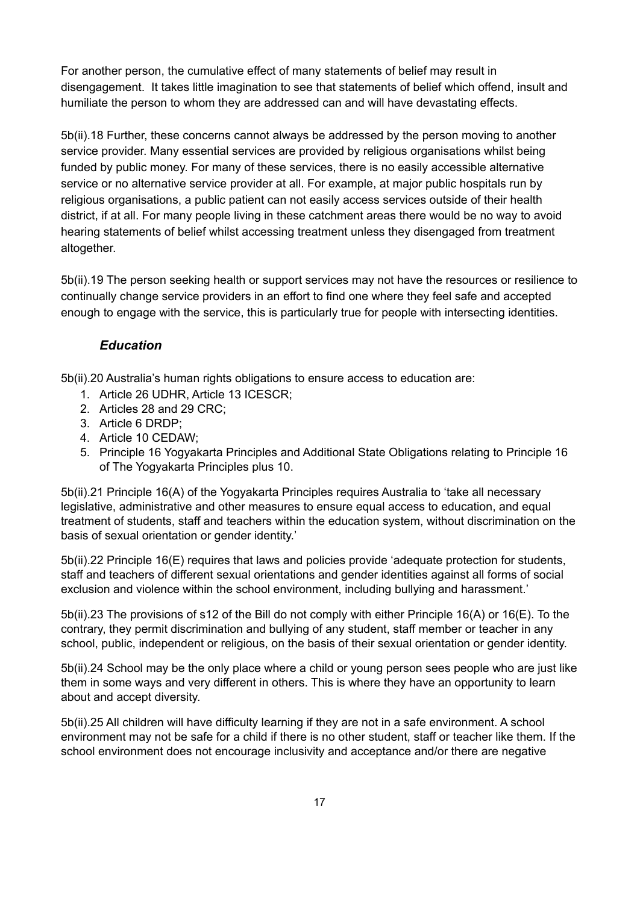For another person, the cumulative effect of many statements of belief may result in disengagement. It takes little imagination to see that statements of belief which offend, insult and humiliate the person to whom they are addressed can and will have devastating effects.

5b(ii).18 Further, these concerns cannot always be addressed by the person moving to another service provider. Many essential services are provided by religious organisations whilst being funded by public money. For many of these services, there is no easily accessible alternative service or no alternative service provider at all. For example, at major public hospitals run by religious organisations, a public patient can not easily access services outside of their health district, if at all. For many people living in these catchment areas there would be no way to avoid hearing statements of belief whilst accessing treatment unless they disengaged from treatment altogether.

5b(ii).19 The person seeking health or support services may not have the resources or resilience to continually change service providers in an effort to find one where they feel safe and accepted enough to engage with the service, this is particularly true for people with intersecting identities.

### *Education*

5b(ii).20 Australia's human rights obligations to ensure access to education are:

1. Article 26 UDHR, Article 13 ICESCR;
2. Articles 28 and 29 CRC;
3. Article 6 DRDP;
4. Article 10 CEDAW;
5. Principle 16 Yogyakarta Principles and Additional State Obligations relating to Principle 16 of The Yogyakarta Principles plus 10.

5b(ii).21 Principle 16(A) of the Yogyakarta Principles requires Australia to 'take all necessary legislative, administrative and other measures to ensure equal access to education, and equal treatment of students, staff and teachers within the education system, without discrimination on the basis of sexual orientation or gender identity.'

5b(ii).22 Principle 16(E) requires that laws and policies provide 'adequate protection for students, staff and teachers of different sexual orientations and gender identities against all forms of social exclusion and violence within the school environment, including bullying and harassment.'

5b(ii).23 The provisions of s12 of the Bill do not comply with either Principle 16(A) or 16(E). To the contrary, they permit discrimination and bullying of any student, staff member or teacher in any school, public, independent or religious, on the basis of their sexual orientation or gender identity.

5b(ii).24 School may be the only place where a child or young person sees people who are just like them in some ways and very different in others. This is where they have an opportunity to learn about and accept diversity.

5b(ii).25 All children will have difficulty learning if they are not in a safe environment. A school environment may not be safe for a child if there is no other student, staff or teacher like them. If the school environment does not encourage inclusivity and acceptance and/or there are negative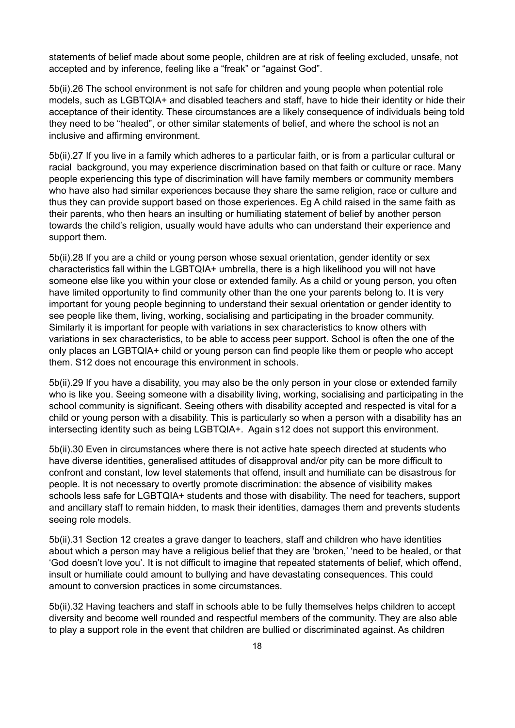statements of belief made about some people, children are at risk of feeling excluded, unsafe, not accepted and by inference, feeling like a "freak" or "against God".

5b(ii).26 The school environment is not safe for children and young people when potential role models, such as LGBTQIA+ and disabled teachers and staff, have to hide their identity or hide their acceptance of their identity. These circumstances are a likely consequence of individuals being told they need to be "healed", or other similar statements of belief, and where the school is not an inclusive and affirming environment.

5b(ii).27 If you live in a family which adheres to a particular faith, or is from a particular cultural or racial background, you may experience discrimination based on that faith or culture or race. Many people experiencing this type of discrimination will have family members or community members who have also had similar experiences because they share the same religion, race or culture and thus they can provide support based on those experiences. Eg A child raised in the same faith as their parents, who then hears an insulting or humiliating statement of belief by another person towards the child's religion, usually would have adults who can understand their experience and support them.

5b(ii).28 If you are a child or young person whose sexual orientation, gender identity or sex characteristics fall within the LGBTQIA+ umbrella, there is a high likelihood you will not have someone else like you within your close or extended family. As a child or young person, you often have limited opportunity to find community other than the one your parents belong to. It is very important for young people beginning to understand their sexual orientation or gender identity to see people like them, living, working, socialising and participating in the broader community. Similarly it is important for people with variations in sex characteristics to know others with variations in sex characteristics, to be able to access peer support. School is often the one of the only places an LGBTQIA+ child or young person can find people like them or people who accept them. S12 does not encourage this environment in schools.

5b(ii).29 If you have a disability, you may also be the only person in your close or extended family who is like you. Seeing someone with a disability living, working, socialising and participating in the school community is significant. Seeing others with disability accepted and respected is vital for a child or young person with a disability. This is particularly so when a person with a disability has an intersecting identity such as being LGBTQIA+. Again s12 does not support this environment.

5b(ii).30 Even in circumstances where there is not active hate speech directed at students who have diverse identities, generalised attitudes of disapproval and/or pity can be more difficult to confront and constant, low level statements that offend, insult and humiliate can be disastrous for people. It is not necessary to overtly promote discrimination: the absence of visibility makes schools less safe for LGBTQIA+ students and those with disability. The need for teachers, support and ancillary staff to remain hidden, to mask their identities, damages them and prevents students seeing role models.

5b(ii).31 Section 12 creates a grave danger to teachers, staff and children who have identities about which a person may have a religious belief that they are 'broken,' 'need to be healed, or that 'God doesn't love you'. It is not difficult to imagine that repeated statements of belief, which offend, insult or humiliate could amount to bullying and have devastating consequences. This could amount to conversion practices in some circumstances.

5b(ii).32 Having teachers and staff in schools able to be fully themselves helps children to accept diversity and become well rounded and respectful members of the community. They are also able to play a support role in the event that children are bullied or discriminated against. As children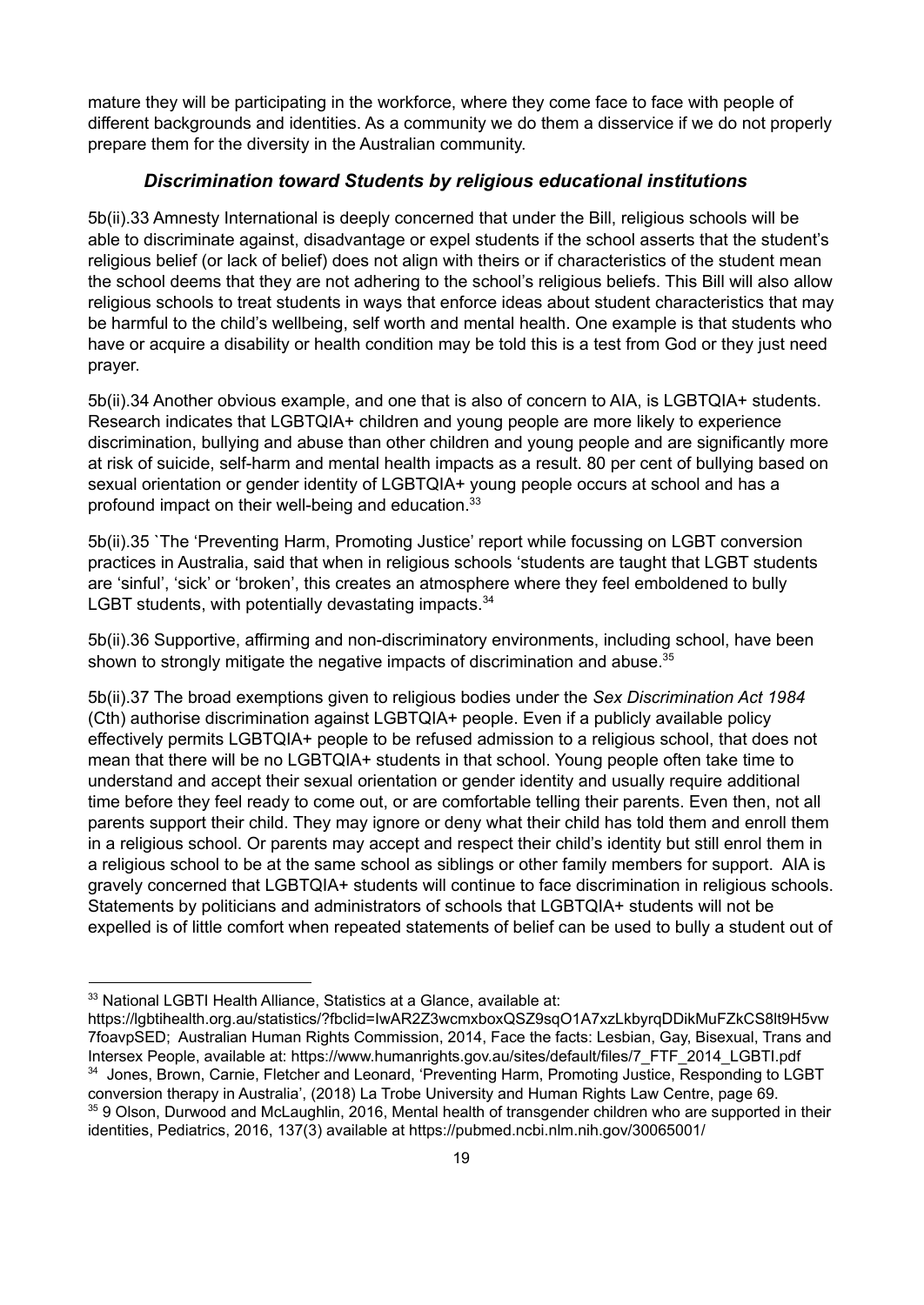mature they will be participating in the workforce, where they come face to face with people of different backgrounds and identities. As a community we do them a disservice if we do not properly prepare them for the diversity in the Australian community.

### *Discrimination toward Students by religious educational institutions*

5b(ii).33 Amnesty International is deeply concerned that under the Bill, religious schools will be able to discriminate against, disadvantage or expel students if the school asserts that the student's religious belief (or lack of belief) does not align with theirs or if characteristics of the student mean the school deems that they are not adhering to the school's religious beliefs. This Bill will also allow religious schools to treat students in ways that enforce ideas about student characteristics that may be harmful to the child's wellbeing, self worth and mental health. One example is that students who have or acquire a disability or health condition may be told this is a test from God or they just need prayer.

5b(ii).34 Another obvious example, and one that is also of concern to AIA, is LGBTQIA+ students. Research indicates that LGBTQIA+ children and young people are more likely to experience discrimination, bullying and abuse than other children and young people and are significantly more at risk of suicide, self-harm and mental health impacts as a result. 80 per cent of bullying based on sexual orientation or gender identity of LGBTQIA+ young people occurs at school and has a profound impact on their well-being and education.[33]

5b(ii).35 `The 'Preventing Harm, Promoting Justice' report while focussing on LGBT conversion practices in Australia, said that when in religious schools 'students are taught that LGBT students are 'sinful', 'sick' or 'broken', this creates an atmosphere where they feel emboldened to bully LGBT students, with potentially devastating impacts.[34]

5b(ii).36 Supportive, affirming and non-discriminatory environments, including school, have been shown to strongly mitigate the negative impacts of discrimination and abuse.[35]

5b(ii).37 The broad exemptions given to religious bodies under the *Sex Discrimination Act 1984* (Cth) authorise discrimination against LGBTQIA+ people. Even if a publicly available policy effectively permits LGBTQIA+ people to be refused admission to a religious school, that does not mean that there will be no LGBTQIA+ students in that school. Young people often take time to understand and accept their sexual orientation or gender identity and usually require additional time before they feel ready to come out, or are comfortable telling their parents. Even then, not all parents support their child. They may ignore or deny what their child has told them and enroll them in a religious school. Or parents may accept and respect their child's identity but still enrol them in a religious school to be at the same school as siblings or other family members for support. AIA is gravely concerned that LGBTQIA+ students will continue to face discrimination in religious schools. Statements by politicians and administrators of schools that LGBTQIA+ students will not be expelled is of little comfort when repeated statements of belief can be used to bully a student out of

---

[33] National LGBTI Health Alliance, Statistics at a Glance, available at: https://lgbtihealth.org.au/statistics/?fbclid=IwAR2Z3wcmxboxQSZ9sqO1A7xzLkbyrqDDikMuFZkCS8lt9H5vw7foavpSED; Australian Human Rights Commission, 2014, Face the facts: Lesbian, Gay, Bisexual, Trans and Intersex People, available at: https://www.humanrights.gov.au/sites/default/files/7_FTF_2014_LGBTI.pdf

[34] Jones, Brown, Carnie, Fletcher and Leonard, 'Preventing Harm, Promoting Justice, Responding to LGBT conversion therapy in Australia', (2018) La Trobe University and Human Rights Law Centre, page 69.

[35] 9 Olson, Durwood and McLaughlin, 2016, Mental health of transgender children who are supported in their identities, Pediatrics, 2016, 137(3) available at https://pubmed.ncbi.nlm.nih.gov/30065001/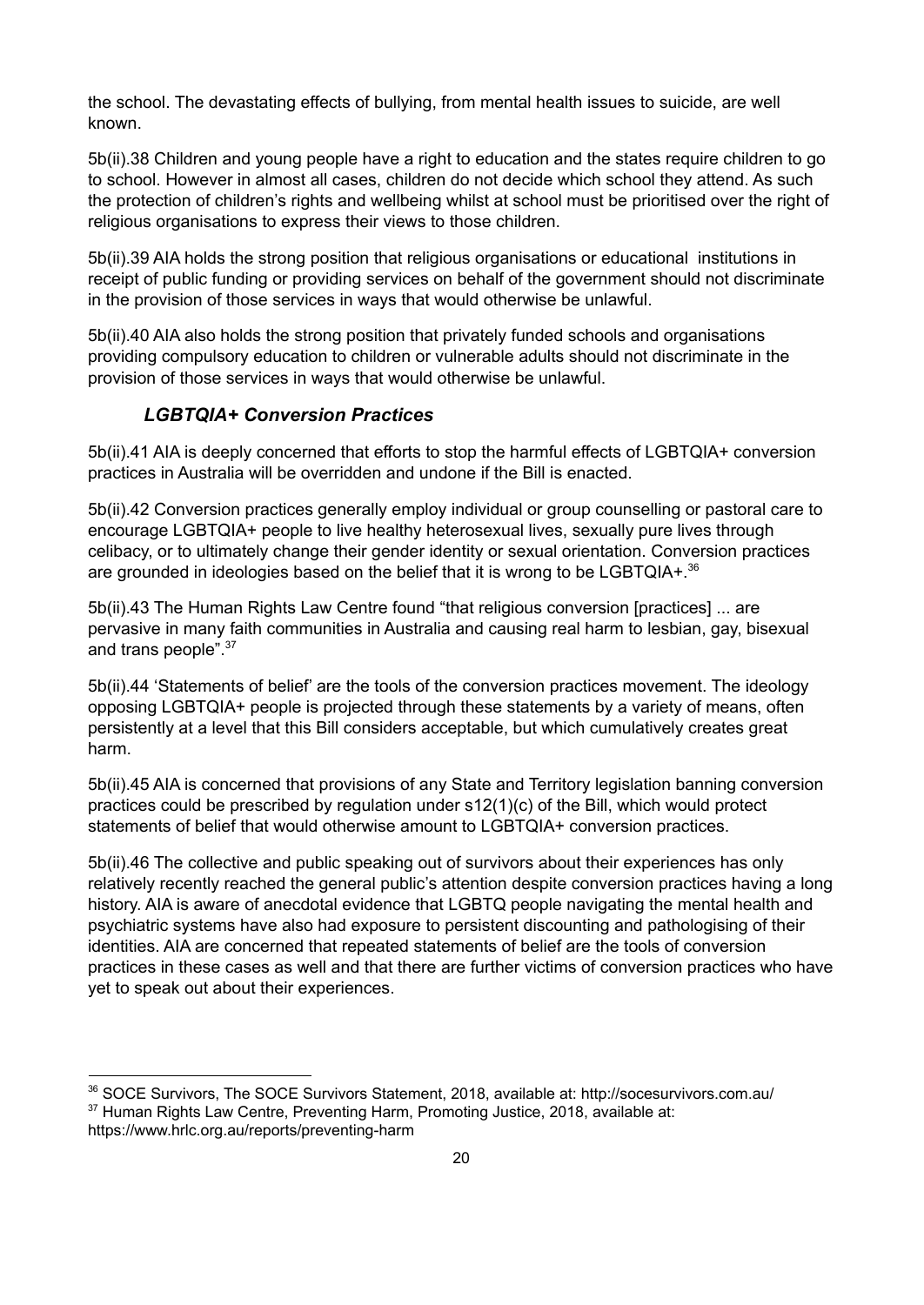the school. The devastating effects of bullying, from mental health issues to suicide, are well known.

5b(ii).38 Children and young people have a right to education and the states require children to go to school. However in almost all cases, children do not decide which school they attend. As such the protection of children's rights and wellbeing whilst at school must be prioritised over the right of religious organisations to express their views to those children.

5b(ii).39 AIA holds the strong position that religious organisations or educational institutions in receipt of public funding or providing services on behalf of the government should not discriminate in the provision of those services in ways that would otherwise be unlawful.

5b(ii).40 AIA also holds the strong position that privately funded schools and organisations providing compulsory education to children or vulnerable adults should not discriminate in the provision of those services in ways that would otherwise be unlawful.

### *LGBTQIA+ Conversion Practices*

5b(ii).41 AIA is deeply concerned that efforts to stop the harmful effects of LGBTQIA+ conversion practices in Australia will be overridden and undone if the Bill is enacted.

5b(ii).42 Conversion practices generally employ individual or group counselling or pastoral care to encourage LGBTQIA+ people to live healthy heterosexual lives, sexually pure lives through celibacy, or to ultimately change their gender identity or sexual orientation. Conversion practices are grounded in ideologies based on the belief that it is wrong to be LGBTQIA+.[36]

5b(ii).43 The Human Rights Law Centre found "that religious conversion [practices] ... are pervasive in many faith communities in Australia and causing real harm to lesbian, gay, bisexual and trans people".[37]

5b(ii).44 'Statements of belief' are the tools of the conversion practices movement. The ideology opposing LGBTQIA+ people is projected through these statements by a variety of means, often persistently at a level that this Bill considers acceptable, but which cumulatively creates great harm.

5b(ii).45 AIA is concerned that provisions of any State and Territory legislation banning conversion practices could be prescribed by regulation under s12(1)(c) of the Bill, which would protect statements of belief that would otherwise amount to LGBTQIA+ conversion practices.

5b(ii).46 The collective and public speaking out of survivors about their experiences has only relatively recently reached the general public's attention despite conversion practices having a long history. AIA is aware of anecdotal evidence that LGBTQ people navigating the mental health and psychiatric systems have also had exposure to persistent discounting and pathologising of their identities. AIA are concerned that repeated statements of belief are the tools of conversion practices in these cases as well and that there are further victims of conversion practices who have yet to speak out about their experiences.

---

[36] SOCE Survivors, The SOCE Survivors Statement, 2018, available at: http://socesurvivors.com.au/

[37] Human Rights Law Centre, Preventing Harm, Promoting Justice, 2018, available at: https://www.hrlc.org.au/reports/preventing-harm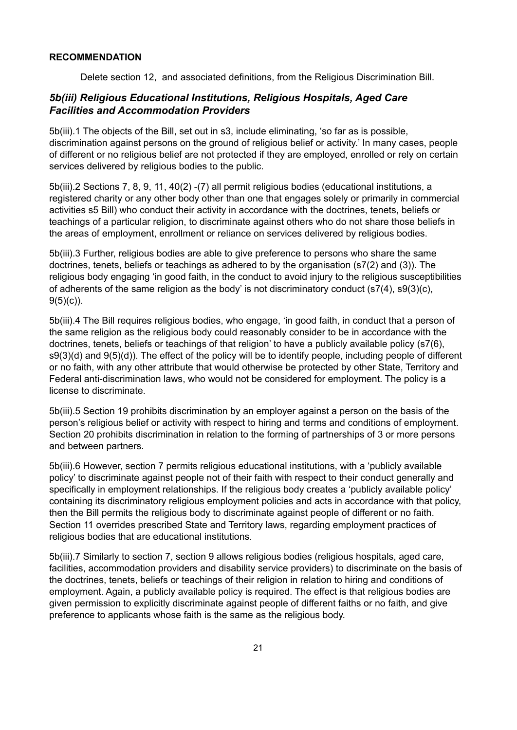**RECOMMENDATION**

Delete section 12, and associated definitions, from the Religious Discrimination Bill.

### *5b(iii) Religious Educational Institutions, Religious Hospitals, Aged Care Facilities and Accommodation Providers*

5b(iii).1 The objects of the Bill, set out in s3, include eliminating, 'so far as is possible, discrimination against persons on the ground of religious belief or activity.' In many cases, people of different or no religious belief are not protected if they are employed, enrolled or rely on certain services delivered by religious bodies to the public.

5b(iii).2 Sections 7, 8, 9, 11, 40(2) -(7) all permit religious bodies (educational institutions, a registered charity or any other body other than one that engages solely or primarily in commercial activities s5 Bill) who conduct their activity in accordance with the doctrines, tenets, beliefs or teachings of a particular religion, to discriminate against others who do not share those beliefs in the areas of employment, enrollment or reliance on services delivered by religious bodies.

5b(iii).3 Further, religious bodies are able to give preference to persons who share the same doctrines, tenets, beliefs or teachings as adhered to by the organisation (s7(2) and (3)). The religious body engaging 'in good faith, in the conduct to avoid injury to the religious susceptibilities of adherents of the same religion as the body' is not discriminatory conduct (s7(4), s9(3)(c), 9(5)(c)).

5b(iii).4 The Bill requires religious bodies, who engage, 'in good faith, in conduct that a person of the same religion as the religious body could reasonably consider to be in accordance with the doctrines, tenets, beliefs or teachings of that religion' to have a publicly available policy (s7(6), s9(3)(d) and 9(5)(d)). The effect of the policy will be to identify people, including people of different or no faith, with any other attribute that would otherwise be protected by other State, Territory and Federal anti-discrimination laws, who would not be considered for employment. The policy is a license to discriminate.

5b(iii).5 Section 19 prohibits discrimination by an employer against a person on the basis of the person's religious belief or activity with respect to hiring and terms and conditions of employment. Section 20 prohibits discrimination in relation to the forming of partnerships of 3 or more persons and between partners.

5b(iii).6 However, section 7 permits religious educational institutions, with a 'publicly available policy' to discriminate against people not of their faith with respect to their conduct generally and specifically in employment relationships. If the religious body creates a 'publicly available policy' containing its discriminatory religious employment policies and acts in accordance with that policy, then the Bill permits the religious body to discriminate against people of different or no faith. Section 11 overrides prescribed State and Territory laws, regarding employment practices of religious bodies that are educational institutions.

5b(iii).7 Similarly to section 7, section 9 allows religious bodies (religious hospitals, aged care, facilities, accommodation providers and disability service providers) to discriminate on the basis of the doctrines, tenets, beliefs or teachings of their religion in relation to hiring and conditions of employment. Again, a publicly available policy is required. The effect is that religious bodies are given permission to explicitly discriminate against people of different faiths or no faith, and give preference to applicants whose faith is the same as the religious body.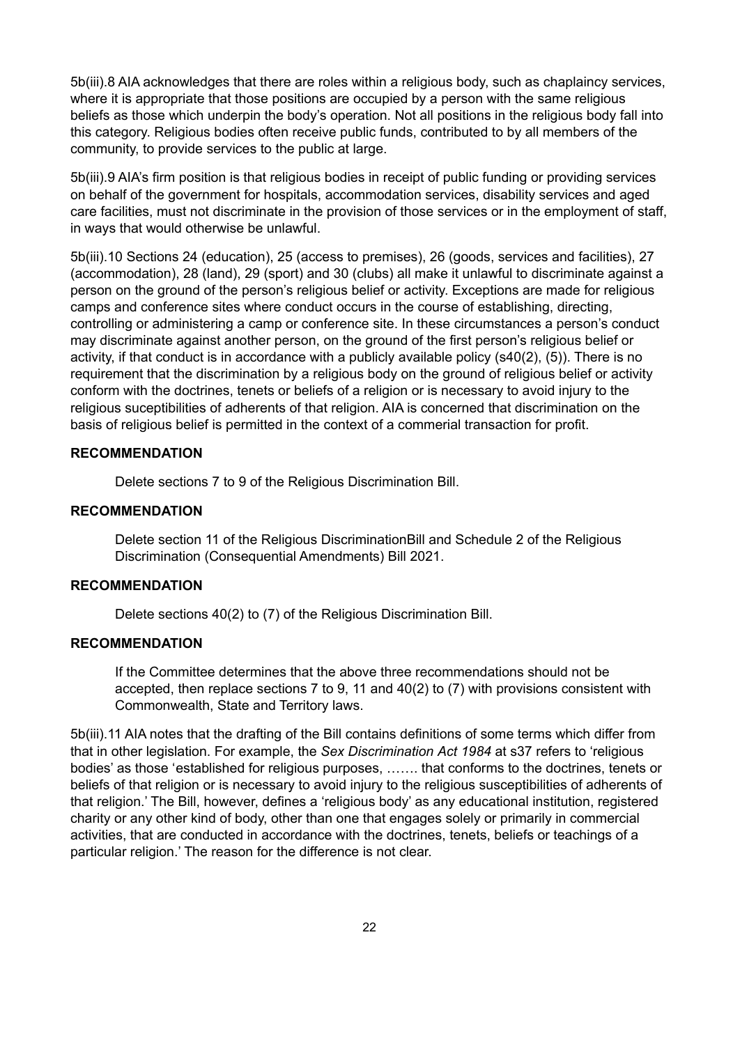5b(iii).8 AIA acknowledges that there are roles within a religious body, such as chaplaincy services, where it is appropriate that those positions are occupied by a person with the same religious beliefs as those which underpin the body's operation. Not all positions in the religious body fall into this category. Religious bodies often receive public funds, contributed to by all members of the community, to provide services to the public at large.

5b(iii).9 AIA's firm position is that religious bodies in receipt of public funding or providing services on behalf of the government for hospitals, accommodation services, disability services and aged care facilities, must not discriminate in the provision of those services or in the employment of staff, in ways that would otherwise be unlawful.

5b(iii).10 Sections 24 (education), 25 (access to premises), 26 (goods, services and facilities), 27 (accommodation), 28 (land), 29 (sport) and 30 (clubs) all make it unlawful to discriminate against a person on the ground of the person's religious belief or activity. Exceptions are made for religious camps and conference sites where conduct occurs in the course of establishing, directing, controlling or administering a camp or conference site. In these circumstances a person's conduct may discriminate against another person, on the ground of the first person's religious belief or activity, if that conduct is in accordance with a publicly available policy (s40(2), (5)). There is no requirement that the discrimination by a religious body on the ground of religious belief or activity conform with the doctrines, tenets or beliefs of a religion or is necessary to avoid injury to the religious suceptibilities of adherents of that religion. AIA is concerned that discrimination on the basis of religious belief is permitted in the context of a commerial transaction for profit.

**RECOMMENDATION**

Delete sections 7 to 9 of the Religious Discrimination Bill.

**RECOMMENDATION**

Delete section 11 of the Religious DiscriminationBill and Schedule 2 of the Religious Discrimination (Consequential Amendments) Bill 2021.

**RECOMMENDATION**

Delete sections 40(2) to (7) of the Religious Discrimination Bill.

**RECOMMENDATION**

If the Committee determines that the above three recommendations should not be accepted, then replace sections 7 to 9, 11 and 40(2) to (7) with provisions consistent with Commonwealth, State and Territory laws.

5b(iii).11 AIA notes that the drafting of the Bill contains definitions of some terms which differ from that in other legislation. For example, the *Sex Discrimination Act 1984* at s37 refers to 'religious bodies' as those 'established for religious purposes, ……. that conforms to the doctrines, tenets or beliefs of that religion or is necessary to avoid injury to the religious susceptibilities of adherents of that religion.' The Bill, however, defines a 'religious body' as any educational institution, registered charity or any other kind of body, other than one that engages solely or primarily in commercial activities, that are conducted in accordance with the doctrines, tenets, beliefs or teachings of a particular religion.' The reason for the difference is not clear.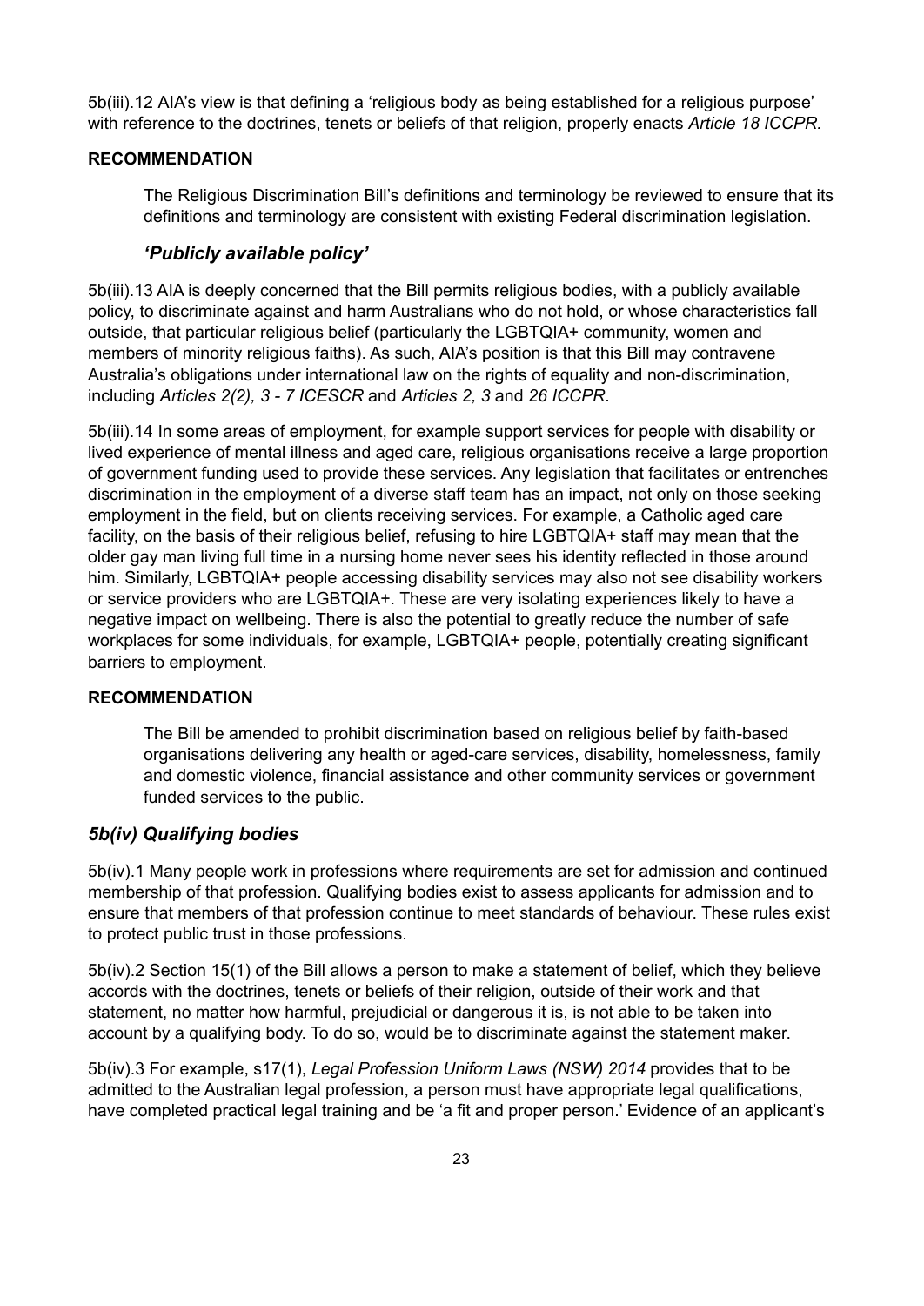5b(iii).12 AIA's view is that defining a 'religious body as being established for a religious purpose' with reference to the doctrines, tenets or beliefs of that religion, properly enacts *Article 18 ICCPR.*

**RECOMMENDATION**

> The Religious Discrimination Bill's definitions and terminology be reviewed to ensure that its definitions and terminology are consistent with existing Federal discrimination legislation.

### *'Publicly available policy'*

5b(iii).13 AIA is deeply concerned that the Bill permits religious bodies, with a publicly available policy, to discriminate against and harm Australians who do not hold, or whose characteristics fall outside, that particular religious belief (particularly the LGBTQIA+ community, women and members of minority religious faiths). As such, AIA's position is that this Bill may contravene Australia's obligations under international law on the rights of equality and non-discrimination, including *Articles 2(2), 3 - 7 ICESCR* and *Articles 2, 3* and *26 ICCPR*.

5b(iii).14 In some areas of employment, for example support services for people with disability or lived experience of mental illness and aged care, religious organisations receive a large proportion of government funding used to provide these services. Any legislation that facilitates or entrenches discrimination in the employment of a diverse staff team has an impact, not only on those seeking employment in the field, but on clients receiving services. For example, a Catholic aged care facility, on the basis of their religious belief, refusing to hire LGBTQIA+ staff may mean that the older gay man living full time in a nursing home never sees his identity reflected in those around him. Similarly, LGBTQIA+ people accessing disability services may also not see disability workers or service providers who are LGBTQIA+. These are very isolating experiences likely to have a negative impact on wellbeing. There is also the potential to greatly reduce the number of safe workplaces for some individuals, for example, LGBTQIA+ people, potentially creating significant barriers to employment.

**RECOMMENDATION**

> The Bill be amended to prohibit discrimination based on religious belief by faith-based organisations delivering any health or aged-care services, disability, homelessness, family and domestic violence, financial assistance and other community services or government funded services to the public.

## *5b(iv) Qualifying bodies*

5b(iv).1 Many people work in professions where requirements are set for admission and continued membership of that profession. Qualifying bodies exist to assess applicants for admission and to ensure that members of that profession continue to meet standards of behaviour. These rules exist to protect public trust in those professions.

5b(iv).2 Section 15(1) of the Bill allows a person to make a statement of belief, which they believe accords with the doctrines, tenets or beliefs of their religion, outside of their work and that statement, no matter how harmful, prejudicial or dangerous it is, is not able to be taken into account by a qualifying body. To do so, would be to discriminate against the statement maker.

5b(iv).3 For example, s17(1), *Legal Profession Uniform Laws (NSW) 2014* provides that to be admitted to the Australian legal profession, a person must have appropriate legal qualifications, have completed practical legal training and be 'a fit and proper person.' Evidence of an applicant's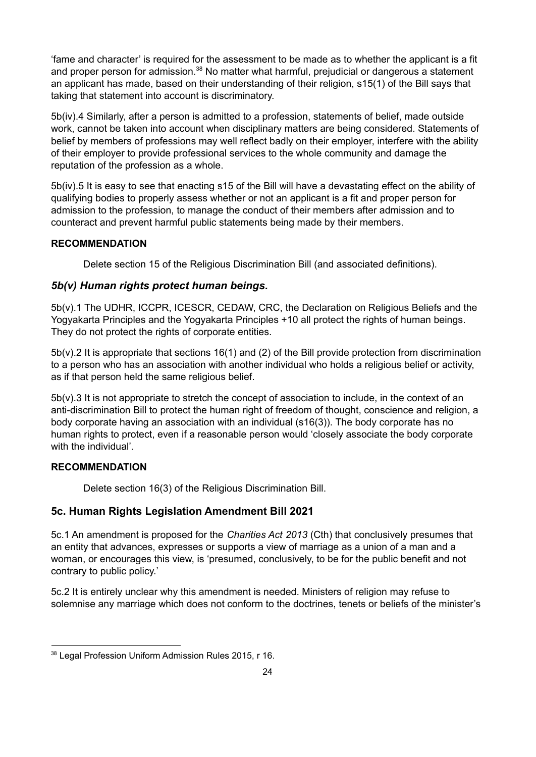'fame and character' is required for the assessment to be made as to whether the applicant is a fit and proper person for admission.[38] No matter what harmful, prejudicial or dangerous a statement an applicant has made, based on their understanding of their religion, s15(1) of the Bill says that taking that statement into account is discriminatory.

5b(iv).4 Similarly, after a person is admitted to a profession, statements of belief, made outside work, cannot be taken into account when disciplinary matters are being considered. Statements of belief by members of professions may well reflect badly on their employer, interfere with the ability of their employer to provide professional services to the whole community and damage the reputation of the profession as a whole.

5b(iv).5 It is easy to see that enacting s15 of the Bill will have a devastating effect on the ability of qualifying bodies to properly assess whether or not an applicant is a fit and proper person for admission to the profession, to manage the conduct of their members after admission and to counteract and prevent harmful public statements being made by their members.

**RECOMMENDATION**

Delete section 15 of the Religious Discrimination Bill (and associated definitions).

### *5b(v) Human rights protect human beings.*

5b(v).1 The UDHR, ICCPR, ICESCR, CEDAW, CRC, the Declaration on Religious Beliefs and the Yogyakarta Principles and the Yogyakarta Principles +10 all protect the rights of human beings. They do not protect the rights of corporate entities.

5b(v).2 It is appropriate that sections 16(1) and (2) of the Bill provide protection from discrimination to a person who has an association with another individual who holds a religious belief or activity, as if that person held the same religious belief.

5b(v).3 It is not appropriate to stretch the concept of association to include, in the context of an anti-discrimination Bill to protect the human right of freedom of thought, conscience and religion, a body corporate having an association with an individual (s16(3)). The body corporate has no human rights to protect, even if a reasonable person would 'closely associate the body corporate with the individual'.

**RECOMMENDATION**

Delete section 16(3) of the Religious Discrimination Bill.

## 5c. Human Rights Legislation Amendment Bill 2021

5c.1 An amendment is proposed for the *Charities Act 2013* (Cth) that conclusively presumes that an entity that advances, expresses or supports a view of marriage as a union of a man and a woman, or encourages this view, is 'presumed, conclusively, to be for the public benefit and not contrary to public policy.'

5c.2 It is entirely unclear why this amendment is needed. Ministers of religion may refuse to solemnise any marriage which does not conform to the doctrines, tenets or beliefs of the minister's

[38] Legal Profession Uniform Admission Rules 2015, r 16.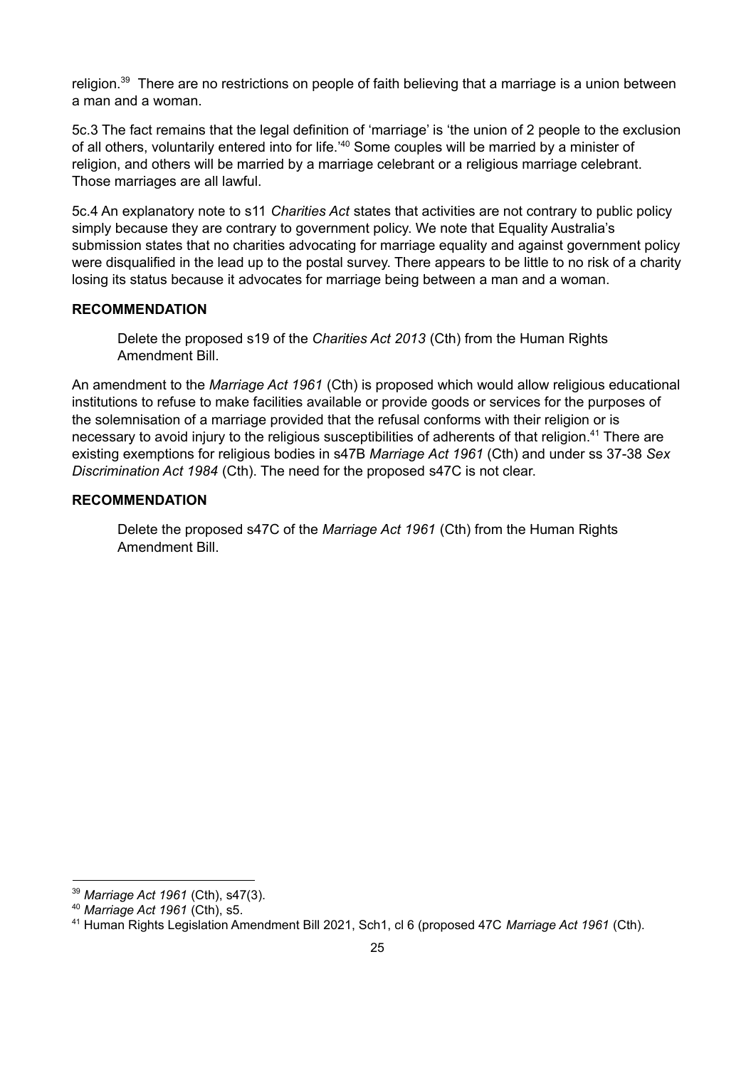religion.[39] There are no restrictions on people of faith believing that a marriage is a union between a man and a woman.

5c.3 The fact remains that the legal definition of 'marriage' is 'the union of 2 people to the exclusion of all others, voluntarily entered into for life.'[40] Some couples will be married by a minister of religion, and others will be married by a marriage celebrant or a religious marriage celebrant. Those marriages are all lawful.

5c.4 An explanatory note to s11 *Charities Act* states that activities are not contrary to public policy simply because they are contrary to government policy. We note that Equality Australia's submission states that no charities advocating for marriage equality and against government policy were disqualified in the lead up to the postal survey. There appears to be little to no risk of a charity losing its status because it advocates for marriage being between a man and a woman.

**RECOMMENDATION**

> Delete the proposed s19 of the *Charities Act 2013* (Cth) from the Human Rights Amendment Bill.

An amendment to the *Marriage Act 1961* (Cth) is proposed which would allow religious educational institutions to refuse to make facilities available or provide goods or services for the purposes of the solemnisation of a marriage provided that the refusal conforms with their religion or is necessary to avoid injury to the religious susceptibilities of adherents of that religion.[41] There are existing exemptions for religious bodies in s47B *Marriage Act 1961* (Cth) and under ss 37-38 *Sex Discrimination Act 1984* (Cth). The need for the proposed s47C is not clear.

**RECOMMENDATION**

> Delete the proposed s47C of the *Marriage Act 1961* (Cth) from the Human Rights Amendment Bill.

---

[39] *Marriage Act 1961* (Cth), s47(3).

[40] *Marriage Act 1961* (Cth), s5.

[41] Human Rights Legislation Amendment Bill 2021, Sch1, cl 6 (proposed 47C *Marriage Act 1961* (Cth).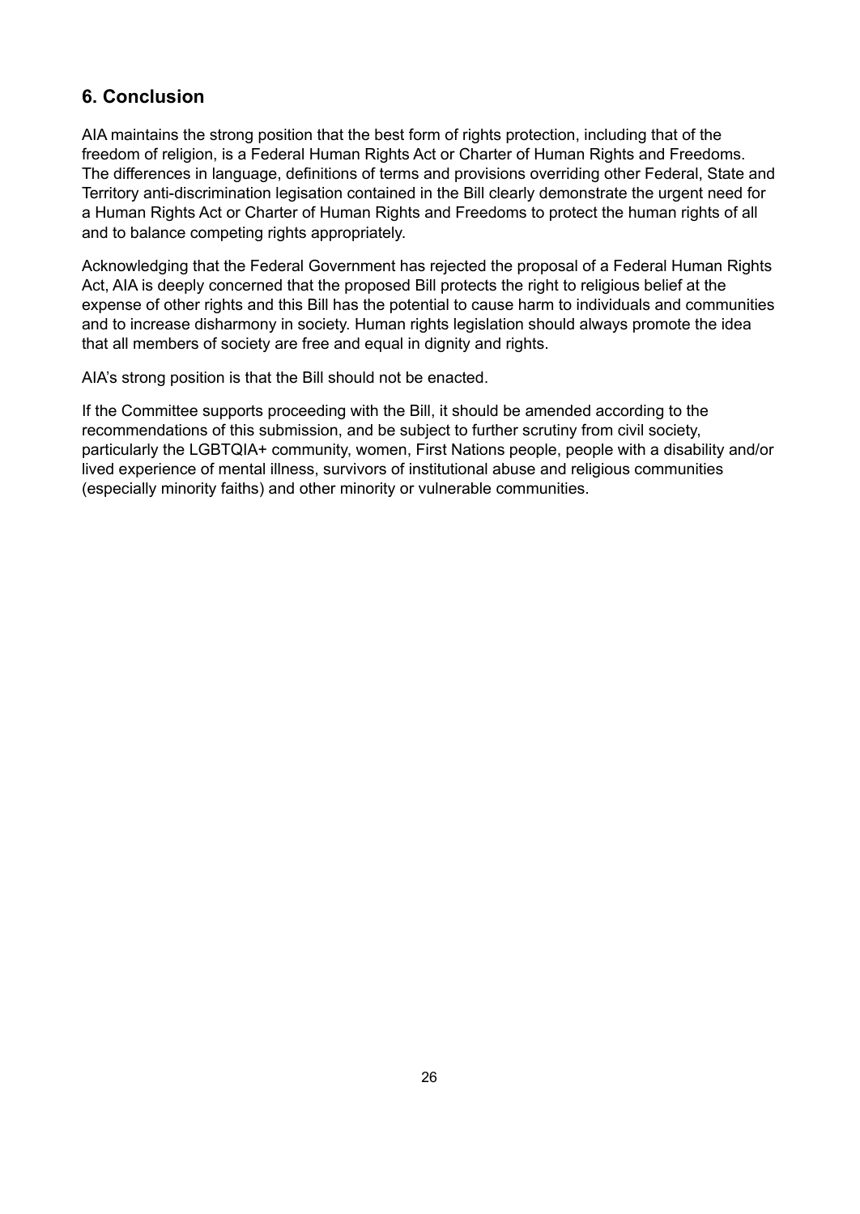## 6. Conclusion

AIA maintains the strong position that the best form of rights protection, including that of the freedom of religion, is a Federal Human Rights Act or Charter of Human Rights and Freedoms. The differences in language, definitions of terms and provisions overriding other Federal, State and Territory anti-discrimination legisation contained in the Bill clearly demonstrate the urgent need for a Human Rights Act or Charter of Human Rights and Freedoms to protect the human rights of all and to balance competing rights appropriately.

Acknowledging that the Federal Government has rejected the proposal of a Federal Human Rights Act, AIA is deeply concerned that the proposed Bill protects the right to religious belief at the expense of other rights and this Bill has the potential to cause harm to individuals and communities and to increase disharmony in society. Human rights legislation should always promote the idea that all members of society are free and equal in dignity and rights.

AIA's strong position is that the Bill should not be enacted.

If the Committee supports proceeding with the Bill, it should be amended according to the recommendations of this submission, and be subject to further scrutiny from civil society, particularly the LGBTQIA+ community, women, First Nations people, people with a disability and/or lived experience of mental illness, survivors of institutional abuse and religious communities (especially minority faiths) and other minority or vulnerable communities.